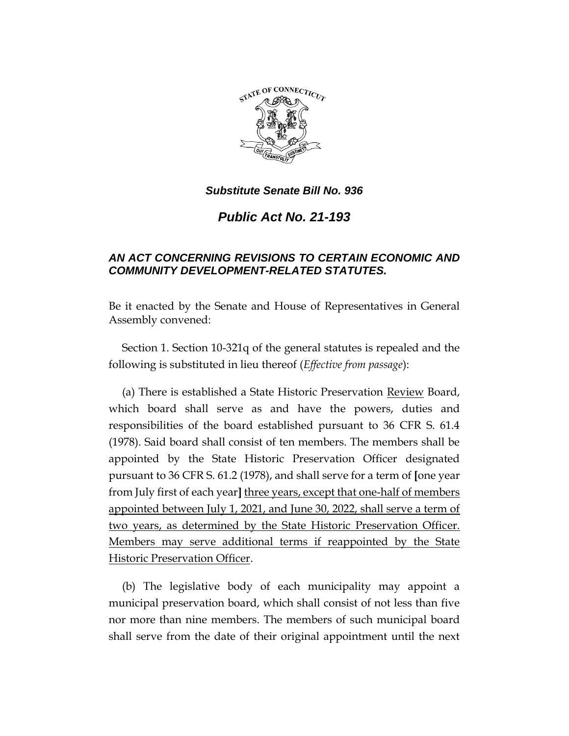***Substitute Senate Bill No. 936***

***Public Act No. 21-193***

***AN ACT CONCERNING REVISIONS TO CERTAIN ECONOMIC AND COMMUNITY DEVELOPMENT-RELATED STATUTES.***

Be it enacted by the Senate and House of Representatives in General Assembly convened:

Section 1. Section 10-321q of the general statutes is repealed and the following is substituted in lieu thereof (*Effective from passage*):

(a) There is established a State Historic Preservation <u>Review</u> Board, which board shall serve as and have the powers, duties and responsibilities of the board established pursuant to 36 CFR S. 61.4 (1978). Said board shall consist of ten members. The members shall be appointed by the State Historic Preservation Officer designated pursuant to 36 CFR S. 61.2 (1978), and shall serve for a term of **[**one year from July first of each year**]** <u>three years, except that one-half of members appointed between July 1, 2021, and June 30, 2022, shall serve a term of two years, as determined by the State Historic Preservation Officer. Members may serve additional terms if reappointed by the State Historic Preservation Officer</u>.

(b) The legislative body of each municipality may appoint a municipal preservation board, which shall consist of not less than five nor more than nine members. The members of such municipal board shall serve from the date of their original appointment until the next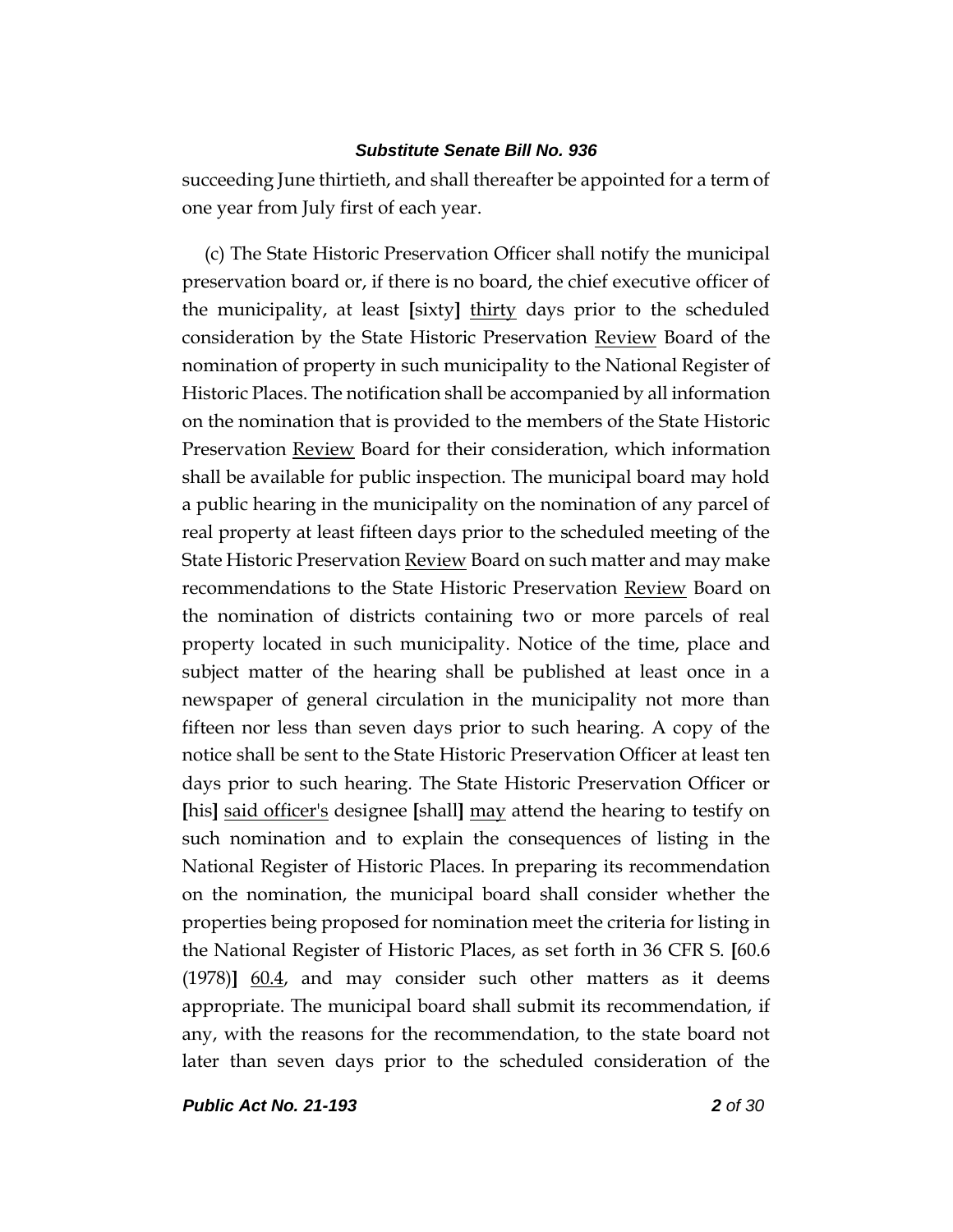succeeding June thirtieth, and shall thereafter be appointed for a term of one year from July first of each year.

(c) The State Historic Preservation Officer shall notify the municipal preservation board or, if there is no board, the chief executive officer of the municipality, at least [sixty] <u>thirty</u> days prior to the scheduled consideration by the State Historic Preservation <u>Review</u> Board of the nomination of property in such municipality to the National Register of Historic Places. The notification shall be accompanied by all information on the nomination that is provided to the members of the State Historic Preservation <u>Review</u> Board for their consideration, which information shall be available for public inspection. The municipal board may hold a public hearing in the municipality on the nomination of any parcel of real property at least fifteen days prior to the scheduled meeting of the State Historic Preservation <u>Review</u> Board on such matter and may make recommendations to the State Historic Preservation <u>Review</u> Board on the nomination of districts containing two or more parcels of real property located in such municipality. Notice of the time, place and subject matter of the hearing shall be published at least once in a newspaper of general circulation in the municipality not more than fifteen nor less than seven days prior to such hearing. A copy of the notice shall be sent to the State Historic Preservation Officer at least ten days prior to such hearing. The State Historic Preservation Officer or [his] <u>said officer's</u> designee [shall] <u>may</u> attend the hearing to testify on such nomination and to explain the consequences of listing in the National Register of Historic Places. In preparing its recommendation on the nomination, the municipal board shall consider whether the properties being proposed for nomination meet the criteria for listing in the National Register of Historic Places, as set forth in 36 CFR S. [60.6 (1978)] <u>60.4</u>, and may consider such other matters as it deems appropriate. The municipal board shall submit its recommendation, if any, with the reasons for the recommendation, to the state board not later than seven days prior to the scheduled consideration of the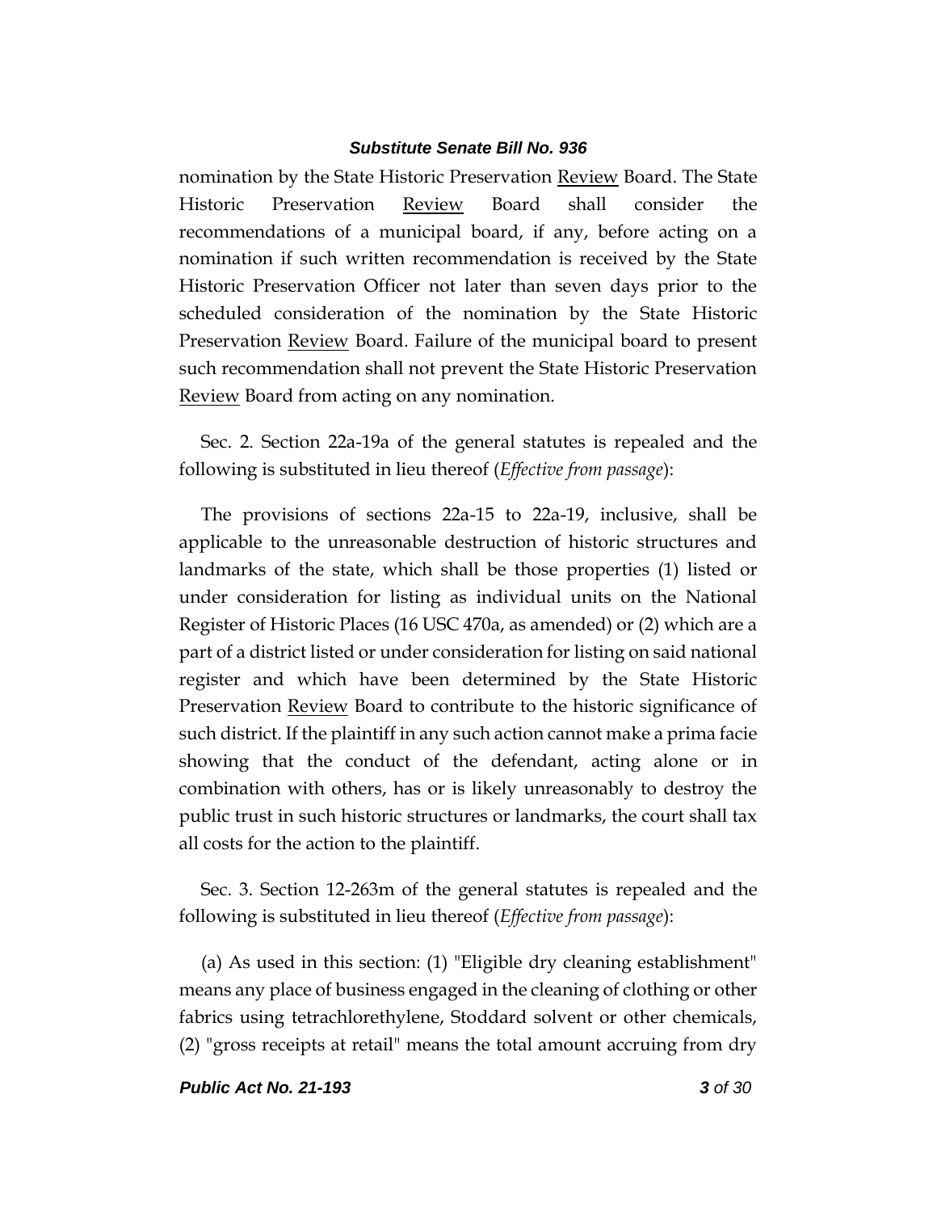nomination by the State Historic Preservation <u>Review</u> Board. The State Historic Preservation <u>Review</u> Board shall consider the recommendations of a municipal board, if any, before acting on a nomination if such written recommendation is received by the State Historic Preservation Officer not later than seven days prior to the scheduled consideration of the nomination by the State Historic Preservation <u>Review</u> Board. Failure of the municipal board to present such recommendation shall not prevent the State Historic Preservation <u>Review</u> Board from acting on any nomination.

Sec. 2. Section 22a-19a of the general statutes is repealed and the following is substituted in lieu thereof (*Effective from passage*):

The provisions of sections 22a-15 to 22a-19, inclusive, shall be applicable to the unreasonable destruction of historic structures and landmarks of the state, which shall be those properties (1) listed or under consideration for listing as individual units on the National Register of Historic Places (16 USC 470a, as amended) or (2) which are a part of a district listed or under consideration for listing on said national register and which have been determined by the State Historic Preservation <u>Review</u> Board to contribute to the historic significance of such district. If the plaintiff in any such action cannot make a prima facie showing that the conduct of the defendant, acting alone or in combination with others, has or is likely unreasonably to destroy the public trust in such historic structures or landmarks, the court shall tax all costs for the action to the plaintiff.

Sec. 3. Section 12-263m of the general statutes is repealed and the following is substituted in lieu thereof (*Effective from passage*):

(a) As used in this section: (1) "Eligible dry cleaning establishment" means any place of business engaged in the cleaning of clothing or other fabrics using tetrachlorethylene, Stoddard solvent or other chemicals, (2) "gross receipts at retail" means the total amount accruing from dry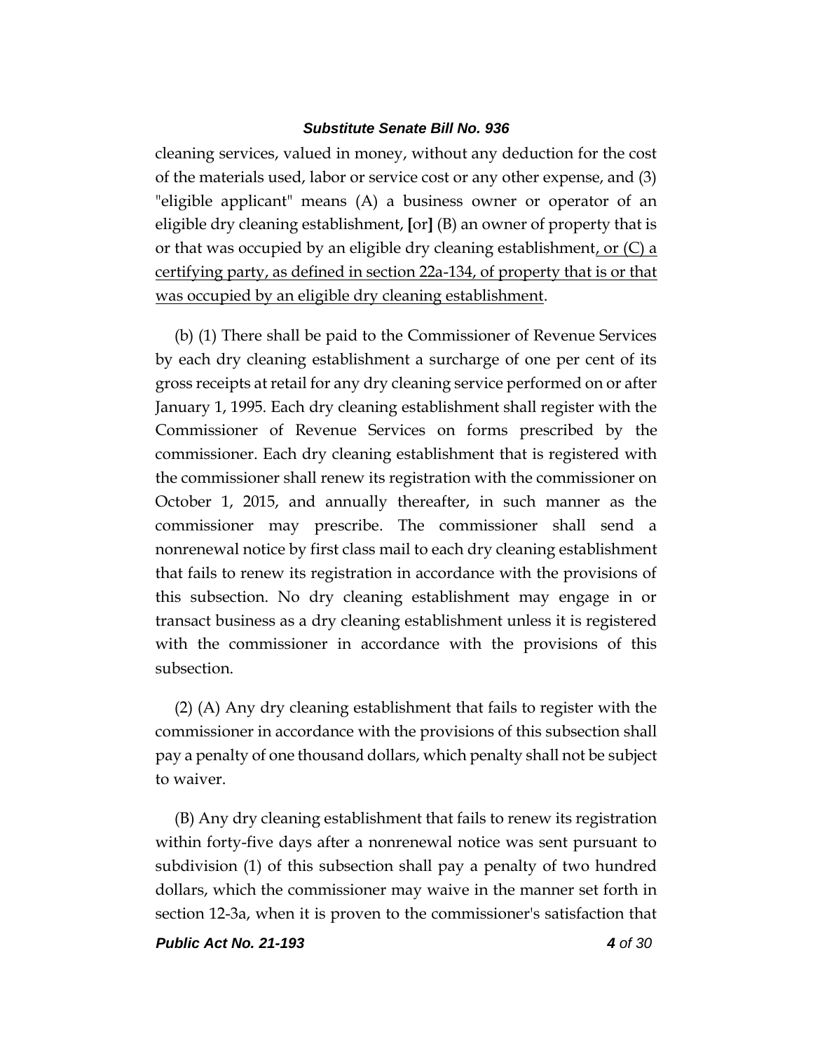cleaning services, valued in money, without any deduction for the cost of the materials used, labor or service cost or any other expense, and (3) "eligible applicant" means (A) a business owner or operator of an eligible dry cleaning establishment, **[**or**]** (B) an owner of property that is or that was occupied by an eligible dry cleaning establishment<u>, or (C) a certifying party, as defined in section 22a-134, of property that is or that was occupied by an eligible dry cleaning establishment</u>.

(b) (1) There shall be paid to the Commissioner of Revenue Services by each dry cleaning establishment a surcharge of one per cent of its gross receipts at retail for any dry cleaning service performed on or after January 1, 1995. Each dry cleaning establishment shall register with the Commissioner of Revenue Services on forms prescribed by the commissioner. Each dry cleaning establishment that is registered with the commissioner shall renew its registration with the commissioner on October 1, 2015, and annually thereafter, in such manner as the commissioner may prescribe. The commissioner shall send a nonrenewal notice by first class mail to each dry cleaning establishment that fails to renew its registration in accordance with the provisions of this subsection. No dry cleaning establishment may engage in or transact business as a dry cleaning establishment unless it is registered with the commissioner in accordance with the provisions of this subsection.

(2) (A) Any dry cleaning establishment that fails to register with the commissioner in accordance with the provisions of this subsection shall pay a penalty of one thousand dollars, which penalty shall not be subject to waiver.

(B) Any dry cleaning establishment that fails to renew its registration within forty-five days after a nonrenewal notice was sent pursuant to subdivision (1) of this subsection shall pay a penalty of two hundred dollars, which the commissioner may waive in the manner set forth in section 12-3a, when it is proven to the commissioner's satisfaction that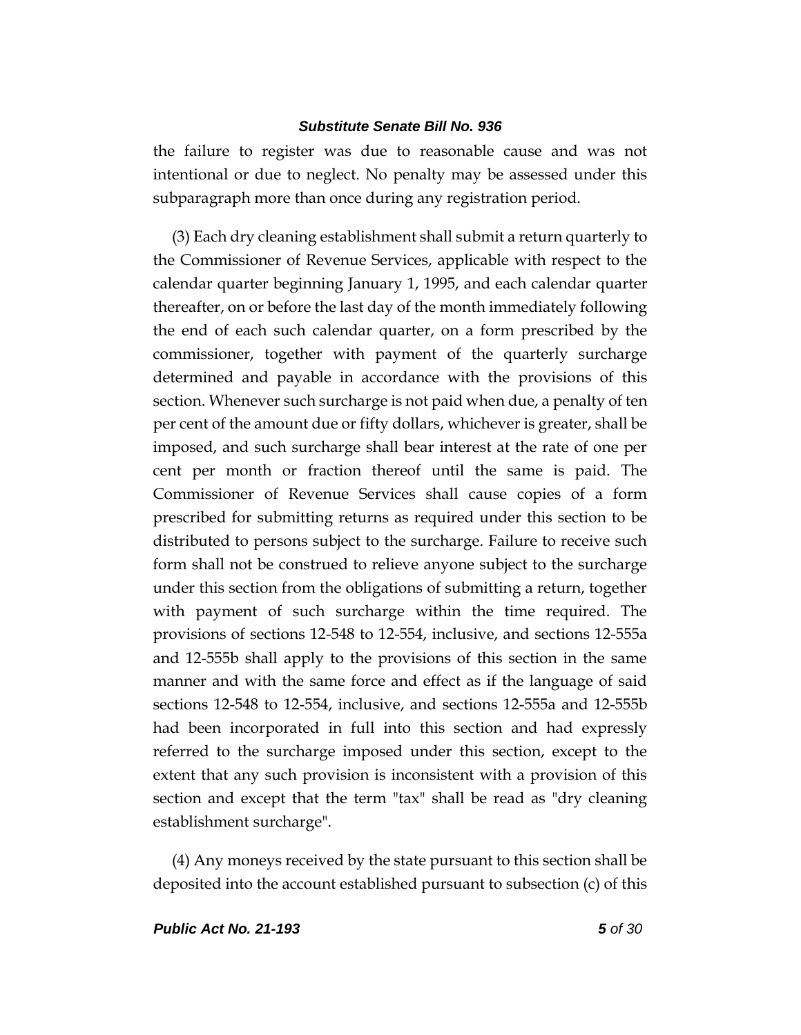the failure to register was due to reasonable cause and was not intentional or due to neglect. No penalty may be assessed under this subparagraph more than once during any registration period.

(3) Each dry cleaning establishment shall submit a return quarterly to the Commissioner of Revenue Services, applicable with respect to the calendar quarter beginning January 1, 1995, and each calendar quarter thereafter, on or before the last day of the month immediately following the end of each such calendar quarter, on a form prescribed by the commissioner, together with payment of the quarterly surcharge determined and payable in accordance with the provisions of this section. Whenever such surcharge is not paid when due, a penalty of ten per cent of the amount due or fifty dollars, whichever is greater, shall be imposed, and such surcharge shall bear interest at the rate of one per cent per month or fraction thereof until the same is paid. The Commissioner of Revenue Services shall cause copies of a form prescribed for submitting returns as required under this section to be distributed to persons subject to the surcharge. Failure to receive such form shall not be construed to relieve anyone subject to the surcharge under this section from the obligations of submitting a return, together with payment of such surcharge within the time required. The provisions of sections 12-548 to 12-554, inclusive, and sections 12-555a and 12-555b shall apply to the provisions of this section in the same manner and with the same force and effect as if the language of said sections 12-548 to 12-554, inclusive, and sections 12-555a and 12-555b had been incorporated in full into this section and had expressly referred to the surcharge imposed under this section, except to the extent that any such provision is inconsistent with a provision of this section and except that the term "tax" shall be read as "dry cleaning establishment surcharge".

(4) Any moneys received by the state pursuant to this section shall be deposited into the account established pursuant to subsection (c) of this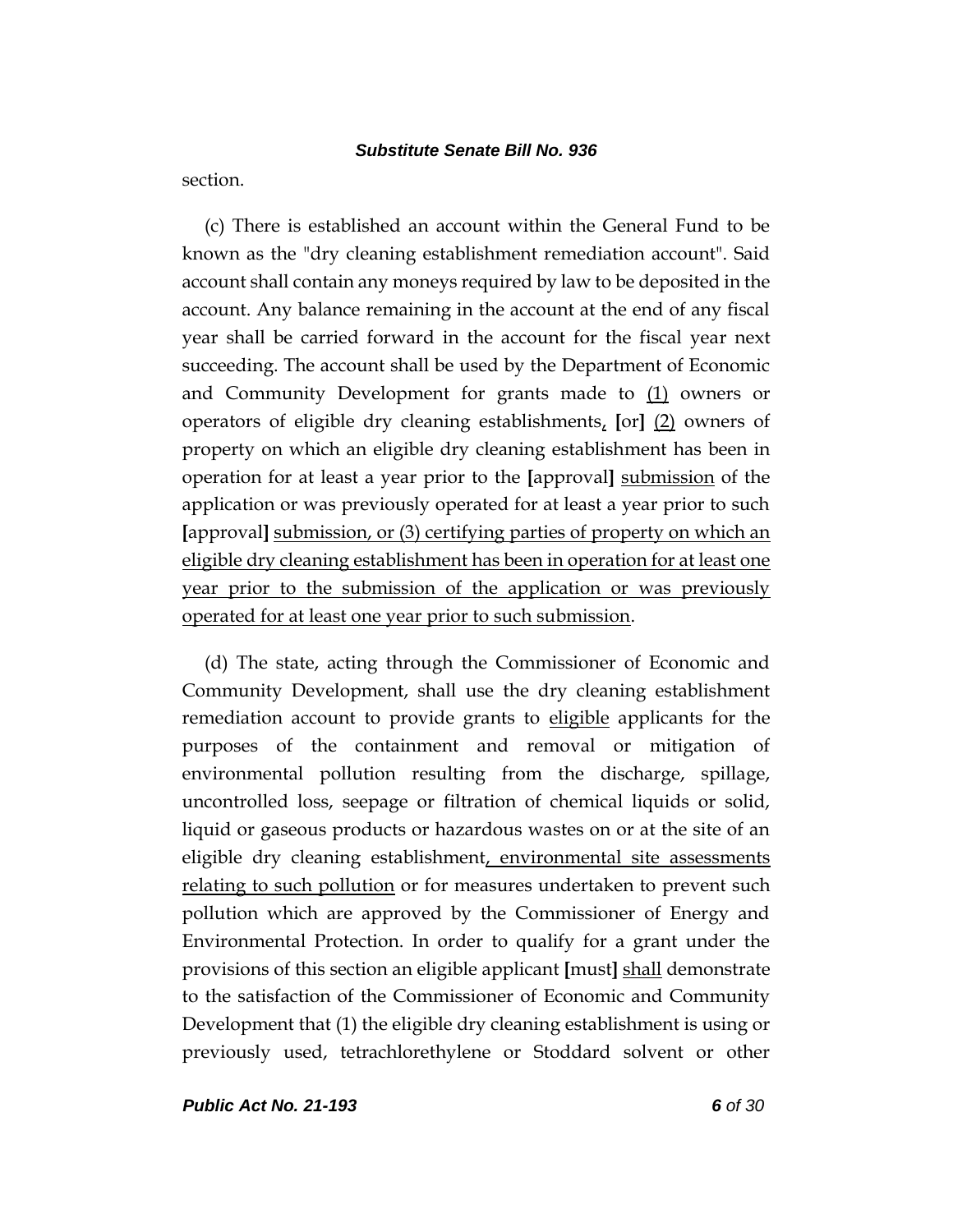section.

(c) There is established an account within the General Fund to be known as the "dry cleaning establishment remediation account". Said account shall contain any moneys required by law to be deposited in the account. Any balance remaining in the account at the end of any fiscal year shall be carried forward in the account for the fiscal year next succeeding. The account shall be used by the Department of Economic and Community Development for grants made to (1) owners or operators of eligible dry cleaning establishments, [or] (2) owners of property on which an eligible dry cleaning establishment has been in operation for at least a year prior to the [approval] submission of the application or was previously operated for at least a year prior to such [approval] submission, or (3) certifying parties of property on which an eligible dry cleaning establishment has been in operation for at least one year prior to the submission of the application or was previously operated for at least one year prior to such submission.

(d) The state, acting through the Commissioner of Economic and Community Development, shall use the dry cleaning establishment remediation account to provide grants to eligible applicants for the purposes of the containment and removal or mitigation of environmental pollution resulting from the discharge, spillage, uncontrolled loss, seepage or filtration of chemical liquids or solid, liquid or gaseous products or hazardous wastes on or at the site of an eligible dry cleaning establishment, environmental site assessments relating to such pollution or for measures undertaken to prevent such pollution which are approved by the Commissioner of Energy and Environmental Protection. In order to qualify for a grant under the provisions of this section an eligible applicant [must] shall demonstrate to the satisfaction of the Commissioner of Economic and Community Development that (1) the eligible dry cleaning establishment is using or previously used, tetrachlorethylene or Stoddard solvent or other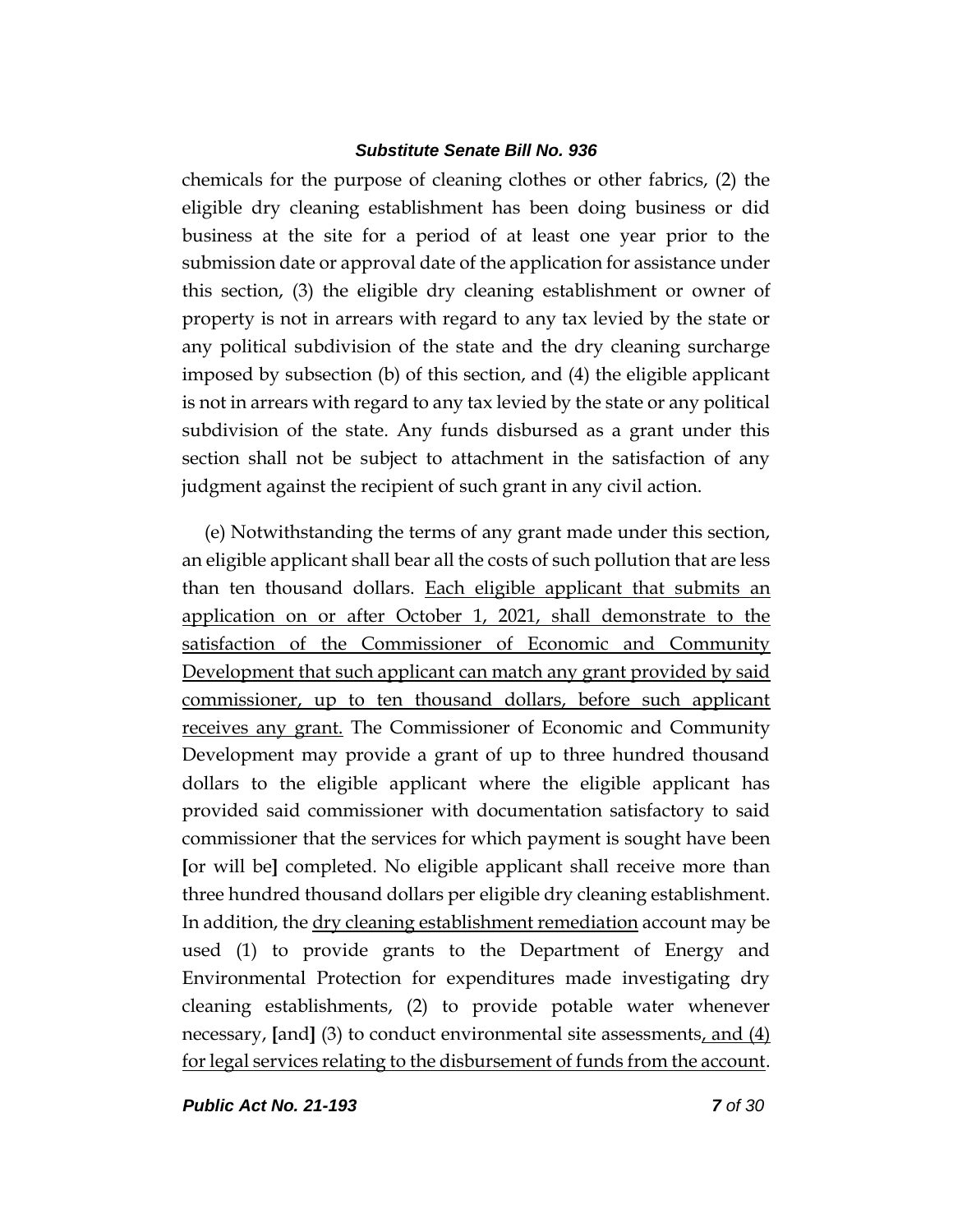chemicals for the purpose of cleaning clothes or other fabrics, (2) the eligible dry cleaning establishment has been doing business or did business at the site for a period of at least one year prior to the submission date or approval date of the application for assistance under this section, (3) the eligible dry cleaning establishment or owner of property is not in arrears with regard to any tax levied by the state or any political subdivision of the state and the dry cleaning surcharge imposed by subsection (b) of this section, and (4) the eligible applicant is not in arrears with regard to any tax levied by the state or any political subdivision of the state. Any funds disbursed as a grant under this section shall not be subject to attachment in the satisfaction of any judgment against the recipient of such grant in any civil action.

(e) Notwithstanding the terms of any grant made under this section, an eligible applicant shall bear all the costs of such pollution that are less than ten thousand dollars. <u>Each eligible applicant that submits an application on or after October 1, 2021, shall demonstrate to the satisfaction of the Commissioner of Economic and Community Development that such applicant can match any grant provided by said commissioner, up to ten thousand dollars, before such applicant receives any grant.</u> The Commissioner of Economic and Community Development may provide a grant of up to three hundred thousand dollars to the eligible applicant where the eligible applicant has provided said commissioner with documentation satisfactory to said commissioner that the services for which payment is sought have been **[**or will be**]** completed. No eligible applicant shall receive more than three hundred thousand dollars per eligible dry cleaning establishment. In addition, the <u>dry cleaning establishment remediation</u> account may be used (1) to provide grants to the Department of Energy and Environmental Protection for expenditures made investigating dry cleaning establishments, (2) to provide potable water whenever necessary, **[**and**]** (3) to conduct environmental site assessments<u>, and (4) for legal services relating to the disbursement of funds from the account</u>.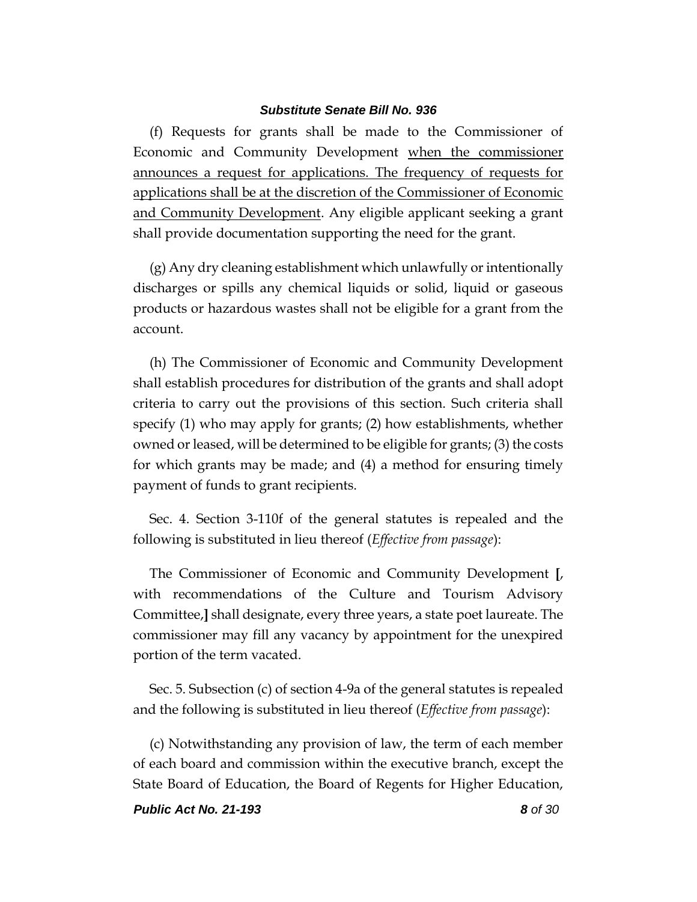(f) Requests for grants shall be made to the Commissioner of Economic and Community Development <u>when the commissioner announces a request for applications. The frequency of requests for applications shall be at the discretion of the Commissioner of Economic and Community Development</u>. Any eligible applicant seeking a grant shall provide documentation supporting the need for the grant.

(g) Any dry cleaning establishment which unlawfully or intentionally discharges or spills any chemical liquids or solid, liquid or gaseous products or hazardous wastes shall not be eligible for a grant from the account.

(h) The Commissioner of Economic and Community Development shall establish procedures for distribution of the grants and shall adopt criteria to carry out the provisions of this section. Such criteria shall specify (1) who may apply for grants; (2) how establishments, whether owned or leased, will be determined to be eligible for grants; (3) the costs for which grants may be made; and (4) a method for ensuring timely payment of funds to grant recipients.

Sec. 4. Section 3-110f of the general statutes is repealed and the following is substituted in lieu thereof (*Effective from passage*):

The Commissioner of Economic and Community Development **[**, with recommendations of the Culture and Tourism Advisory Committee,**]** shall designate, every three years, a state poet laureate. The commissioner may fill any vacancy by appointment for the unexpired portion of the term vacated.

Sec. 5. Subsection (c) of section 4-9a of the general statutes is repealed and the following is substituted in lieu thereof (*Effective from passage*):

(c) Notwithstanding any provision of law, the term of each member of each board and commission within the executive branch, except the State Board of Education, the Board of Regents for Higher Education,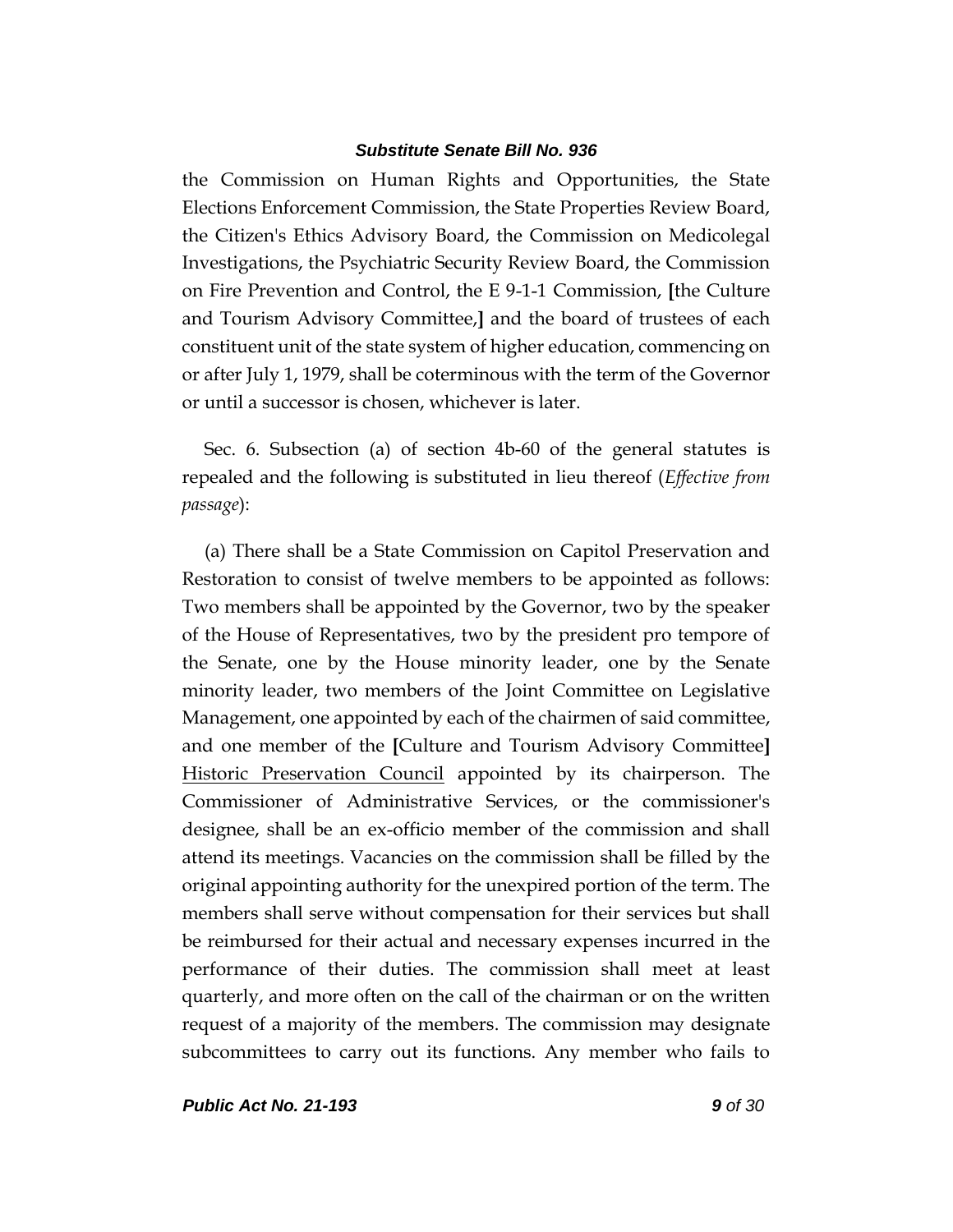the Commission on Human Rights and Opportunities, the State Elections Enforcement Commission, the State Properties Review Board, the Citizen's Ethics Advisory Board, the Commission on Medicolegal Investigations, the Psychiatric Security Review Board, the Commission on Fire Prevention and Control, the E 9-1-1 Commission, **[**the Culture and Tourism Advisory Committee,**]** and the board of trustees of each constituent unit of the state system of higher education, commencing on or after July 1, 1979, shall be coterminous with the term of the Governor or until a successor is chosen, whichever is later.

Sec. 6. Subsection (a) of section 4b-60 of the general statutes is repealed and the following is substituted in lieu thereof (*Effective from passage*):

(a) There shall be a State Commission on Capitol Preservation and Restoration to consist of twelve members to be appointed as follows: Two members shall be appointed by the Governor, two by the speaker of the House of Representatives, two by the president pro tempore of the Senate, one by the House minority leader, one by the Senate minority leader, two members of the Joint Committee on Legislative Management, one appointed by each of the chairmen of said committee, and one member of the **[**Culture and Tourism Advisory Committee**]** <u>Historic Preservation Council</u> appointed by its chairperson. The Commissioner of Administrative Services, or the commissioner's designee, shall be an ex-officio member of the commission and shall attend its meetings. Vacancies on the commission shall be filled by the original appointing authority for the unexpired portion of the term. The members shall serve without compensation for their services but shall be reimbursed for their actual and necessary expenses incurred in the performance of their duties. The commission shall meet at least quarterly, and more often on the call of the chairman or on the written request of a majority of the members. The commission may designate subcommittees to carry out its functions. Any member who fails to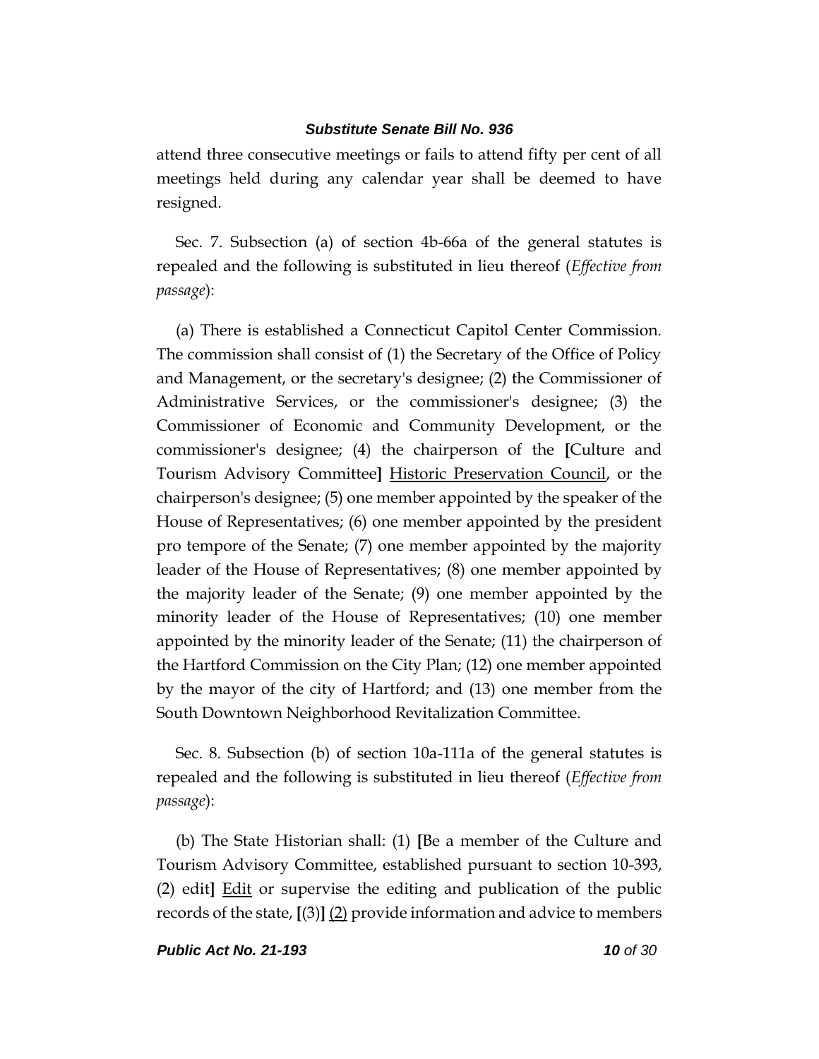attend three consecutive meetings or fails to attend fifty per cent of all meetings held during any calendar year shall be deemed to have resigned.

Sec. 7. Subsection (a) of section 4b-66a of the general statutes is repealed and the following is substituted in lieu thereof (*Effective from passage*):

(a) There is established a Connecticut Capitol Center Commission. The commission shall consist of (1) the Secretary of the Office of Policy and Management, or the secretary's designee; (2) the Commissioner of Administrative Services, or the commissioner's designee; (3) the Commissioner of Economic and Community Development, or the commissioner's designee; (4) the chairperson of the **[**Culture and Tourism Advisory Committee**]** <u>Historic Preservation Council</u>, or the chairperson's designee; (5) one member appointed by the speaker of the House of Representatives; (6) one member appointed by the president pro tempore of the Senate; (7) one member appointed by the majority leader of the House of Representatives; (8) one member appointed by the majority leader of the Senate; (9) one member appointed by the minority leader of the House of Representatives; (10) one member appointed by the minority leader of the Senate; (11) the chairperson of the Hartford Commission on the City Plan; (12) one member appointed by the mayor of the city of Hartford; and (13) one member from the South Downtown Neighborhood Revitalization Committee.

Sec. 8. Subsection (b) of section 10a-111a of the general statutes is repealed and the following is substituted in lieu thereof (*Effective from passage*):

(b) The State Historian shall: (1) **[**Be a member of the Culture and Tourism Advisory Committee, established pursuant to section 10-393, (2) edit**]** <u>Edit</u> or supervise the editing and publication of the public records of the state, **[**(3)**]** <u>(2)</u> provide information and advice to members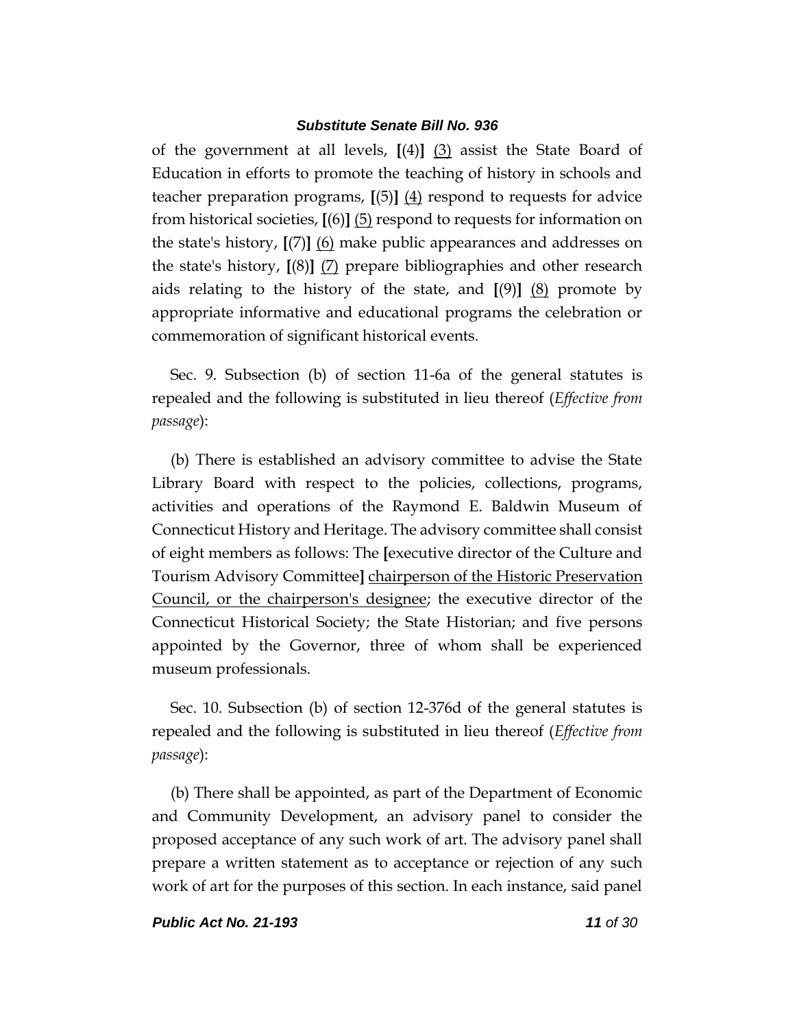of the government at all levels, **[**(4)**]** <u>(3)</u> assist the State Board of Education in efforts to promote the teaching of history in schools and teacher preparation programs, **[**(5)**]** <u>(4)</u> respond to requests for advice from historical societies, **[**(6)**]** <u>(5)</u> respond to requests for information on the state's history, **[**(7)**]** <u>(6)</u> make public appearances and addresses on the state's history, **[**(8)**]** <u>(7)</u> prepare bibliographies and other research aids relating to the history of the state, and **[**(9)**]** <u>(8)</u> promote by appropriate informative and educational programs the celebration or commemoration of significant historical events.

Sec. 9. Subsection (b) of section 11-6a of the general statutes is repealed and the following is substituted in lieu thereof (*Effective from passage*):

(b) There is established an advisory committee to advise the State Library Board with respect to the policies, collections, programs, activities and operations of the Raymond E. Baldwin Museum of Connecticut History and Heritage. The advisory committee shall consist of eight members as follows: The **[**executive director of the Culture and Tourism Advisory Committee**]** <u>chairperson of the Historic Preservation Council, or the chairperson's designee</u>; the executive director of the Connecticut Historical Society; the State Historian; and five persons appointed by the Governor, three of whom shall be experienced museum professionals.

Sec. 10. Subsection (b) of section 12-376d of the general statutes is repealed and the following is substituted in lieu thereof (*Effective from passage*):

(b) There shall be appointed, as part of the Department of Economic and Community Development, an advisory panel to consider the proposed acceptance of any such work of art. The advisory panel shall prepare a written statement as to acceptance or rejection of any such work of art for the purposes of this section. In each instance, said panel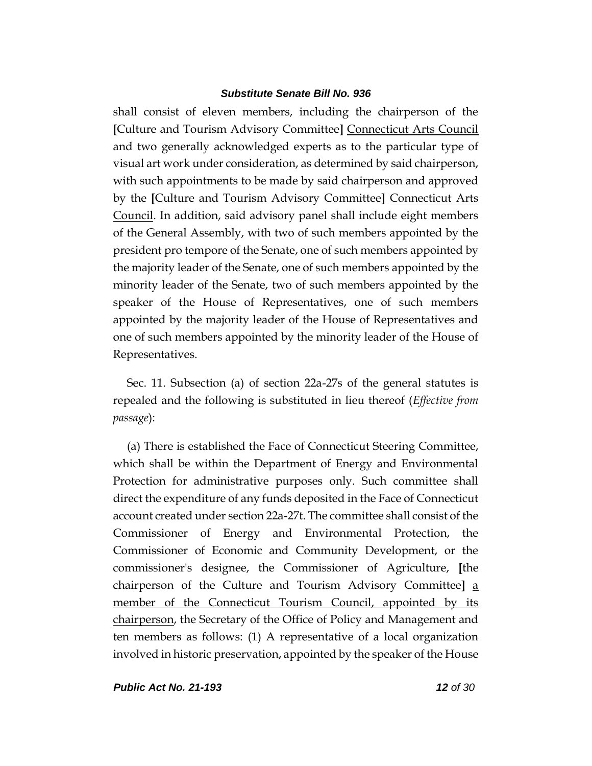shall consist of eleven members, including the chairperson of the [Culture and Tourism Advisory Committee] Connecticut Arts Council and two generally acknowledged experts as to the particular type of visual art work under consideration, as determined by said chairperson, with such appointments to be made by said chairperson and approved by the [Culture and Tourism Advisory Committee] Connecticut Arts Council. In addition, said advisory panel shall include eight members of the General Assembly, with two of such members appointed by the president pro tempore of the Senate, one of such members appointed by the majority leader of the Senate, one of such members appointed by the minority leader of the Senate, two of such members appointed by the speaker of the House of Representatives, one of such members appointed by the majority leader of the House of Representatives and one of such members appointed by the minority leader of the House of Representatives.

Sec. 11. Subsection (a) of section 22a-27s of the general statutes is repealed and the following is substituted in lieu thereof (*Effective from passage*):

(a) There is established the Face of Connecticut Steering Committee, which shall be within the Department of Energy and Environmental Protection for administrative purposes only. Such committee shall direct the expenditure of any funds deposited in the Face of Connecticut account created under section 22a-27t. The committee shall consist of the Commissioner of Energy and Environmental Protection, the Commissioner of Economic and Community Development, or the commissioner's designee, the Commissioner of Agriculture, [the chairperson of the Culture and Tourism Advisory Committee] a member of the Connecticut Tourism Council, appointed by its chairperson, the Secretary of the Office of Policy and Management and ten members as follows: (1) A representative of a local organization involved in historic preservation, appointed by the speaker of the House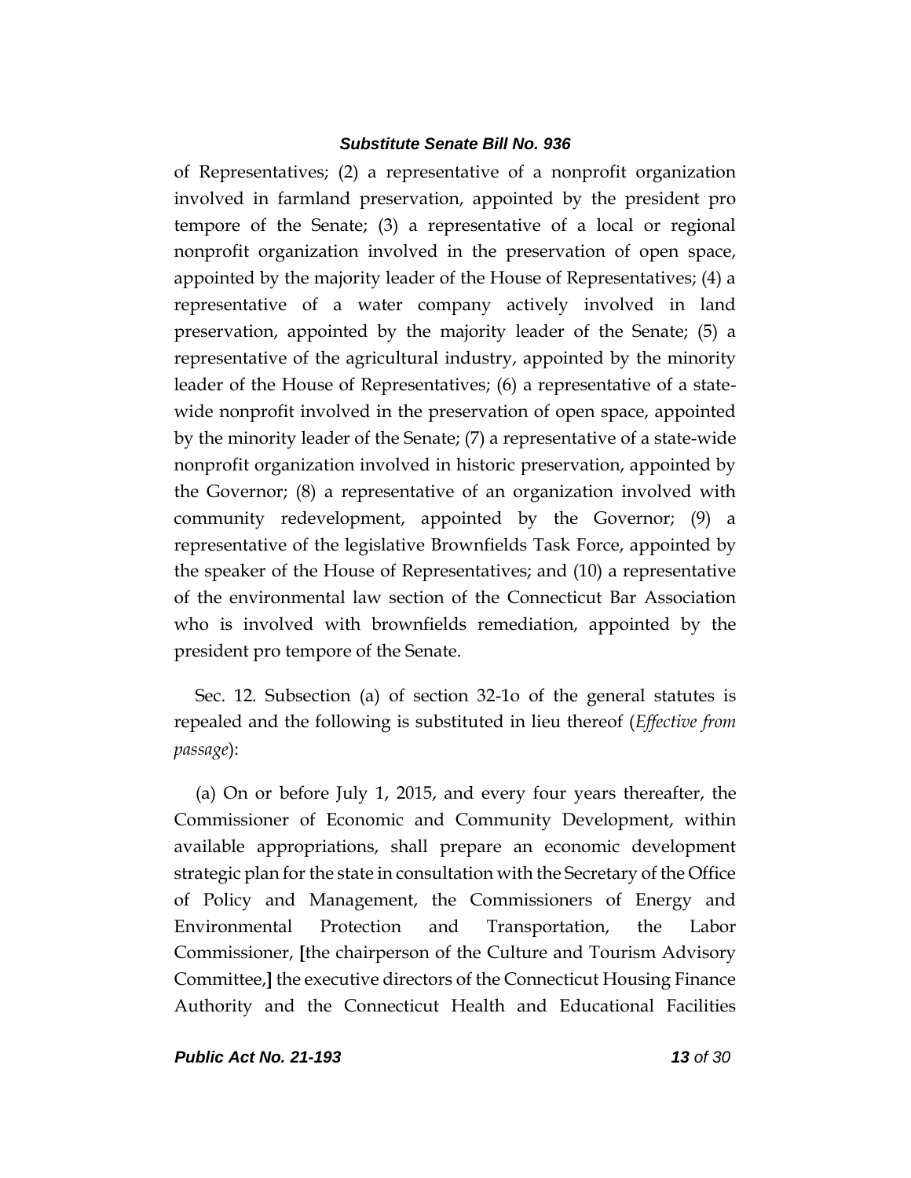of Representatives; (2) a representative of a nonprofit organization involved in farmland preservation, appointed by the president pro tempore of the Senate; (3) a representative of a local or regional nonprofit organization involved in the preservation of open space, appointed by the majority leader of the House of Representatives; (4) a representative of a water company actively involved in land preservation, appointed by the majority leader of the Senate; (5) a representative of the agricultural industry, appointed by the minority leader of the House of Representatives; (6) a representative of a state-wide nonprofit involved in the preservation of open space, appointed by the minority leader of the Senate; (7) a representative of a state-wide nonprofit organization involved in historic preservation, appointed by the Governor; (8) a representative of an organization involved with community redevelopment, appointed by the Governor; (9) a representative of the legislative Brownfields Task Force, appointed by the speaker of the House of Representatives; and (10) a representative of the environmental law section of the Connecticut Bar Association who is involved with brownfields remediation, appointed by the president pro tempore of the Senate.

Sec. 12. Subsection (a) of section 32-1o of the general statutes is repealed and the following is substituted in lieu thereof (*Effective from passage*):

(a) On or before July 1, 2015, and every four years thereafter, the Commissioner of Economic and Community Development, within available appropriations, shall prepare an economic development strategic plan for the state in consultation with the Secretary of the Office of Policy and Management, the Commissioners of Energy and Environmental Protection and Transportation, the Labor Commissioner, **[**the chairperson of the Culture and Tourism Advisory Committee,**]** the executive directors of the Connecticut Housing Finance Authority and the Connecticut Health and Educational Facilities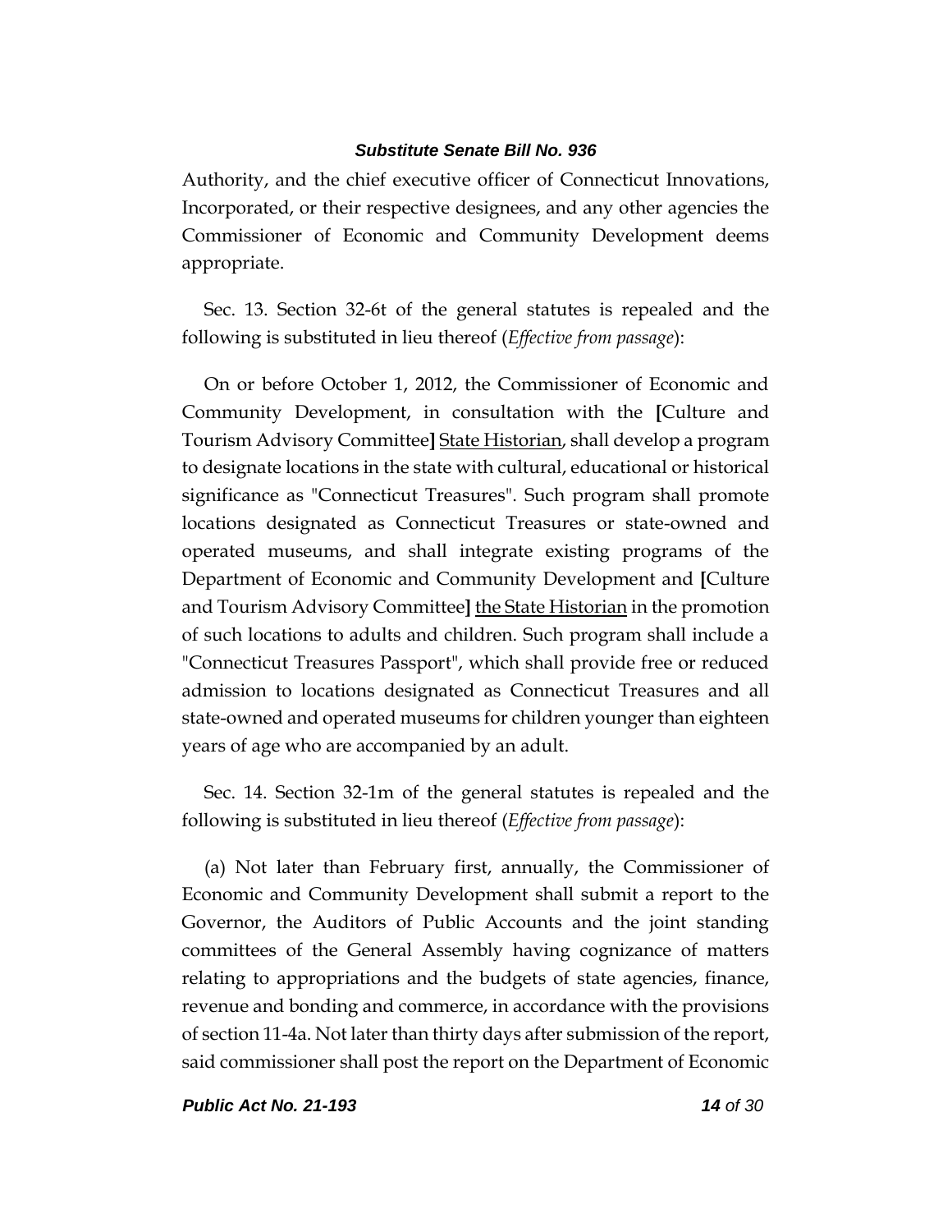Authority, and the chief executive officer of Connecticut Innovations, Incorporated, or their respective designees, and any other agencies the Commissioner of Economic and Community Development deems appropriate.

Sec. 13. Section 32-6t of the general statutes is repealed and the following is substituted in lieu thereof (*Effective from passage*):

On or before October 1, 2012, the Commissioner of Economic and Community Development, in consultation with the **[**Culture and Tourism Advisory Committee**]** <u>State Historian</u>, shall develop a program to designate locations in the state with cultural, educational or historical significance as "Connecticut Treasures". Such program shall promote locations designated as Connecticut Treasures or state-owned and operated museums, and shall integrate existing programs of the Department of Economic and Community Development and **[**Culture and Tourism Advisory Committee**]** <u>the State Historian</u> in the promotion of such locations to adults and children. Such program shall include a "Connecticut Treasures Passport", which shall provide free or reduced admission to locations designated as Connecticut Treasures and all state-owned and operated museums for children younger than eighteen years of age who are accompanied by an adult.

Sec. 14. Section 32-1m of the general statutes is repealed and the following is substituted in lieu thereof (*Effective from passage*):

(a) Not later than February first, annually, the Commissioner of Economic and Community Development shall submit a report to the Governor, the Auditors of Public Accounts and the joint standing committees of the General Assembly having cognizance of matters relating to appropriations and the budgets of state agencies, finance, revenue and bonding and commerce, in accordance with the provisions of section 11-4a. Not later than thirty days after submission of the report, said commissioner shall post the report on the Department of Economic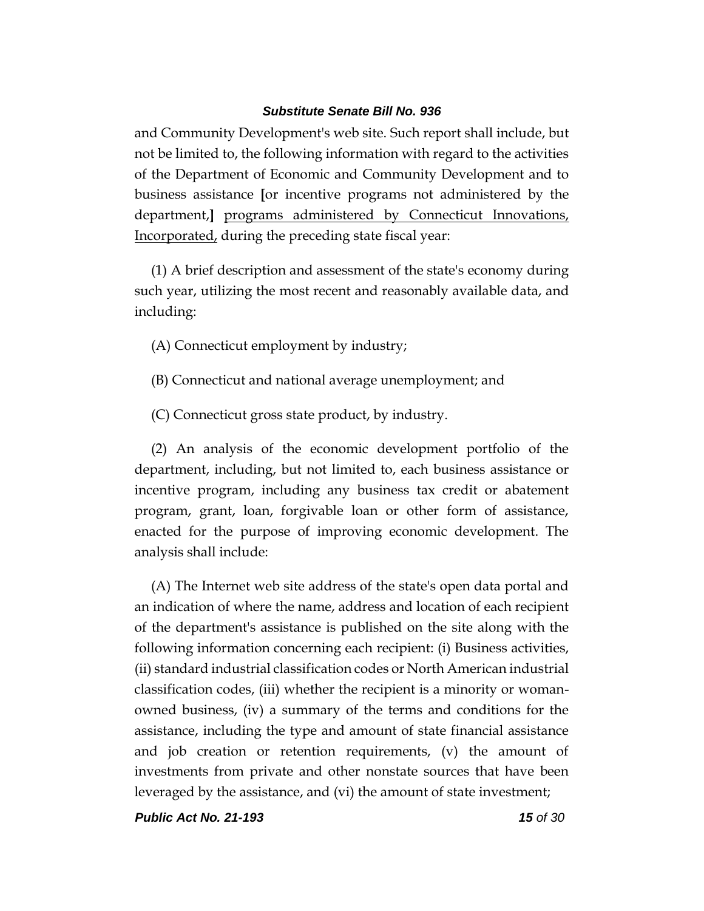and Community Development's web site. Such report shall include, but not be limited to, the following information with regard to the activities of the Department of Economic and Community Development and to business assistance **[**or incentive programs not administered by the department,**]** <u>programs administered by Connecticut Innovations, Incorporated,</u> during the preceding state fiscal year:

(1) A brief description and assessment of the state's economy during such year, utilizing the most recent and reasonably available data, and including:

(A) Connecticut employment by industry;

(B) Connecticut and national average unemployment; and

(C) Connecticut gross state product, by industry.

(2) An analysis of the economic development portfolio of the department, including, but not limited to, each business assistance or incentive program, including any business tax credit or abatement program, grant, loan, forgivable loan or other form of assistance, enacted for the purpose of improving economic development. The analysis shall include:

(A) The Internet web site address of the state's open data portal and an indication of where the name, address and location of each recipient of the department's assistance is published on the site along with the following information concerning each recipient: (i) Business activities, (ii) standard industrial classification codes or North American industrial classification codes, (iii) whether the recipient is a minority or woman-owned business, (iv) a summary of the terms and conditions for the assistance, including the type and amount of state financial assistance and job creation or retention requirements, (v) the amount of investments from private and other nonstate sources that have been leveraged by the assistance, and (vi) the amount of state investment;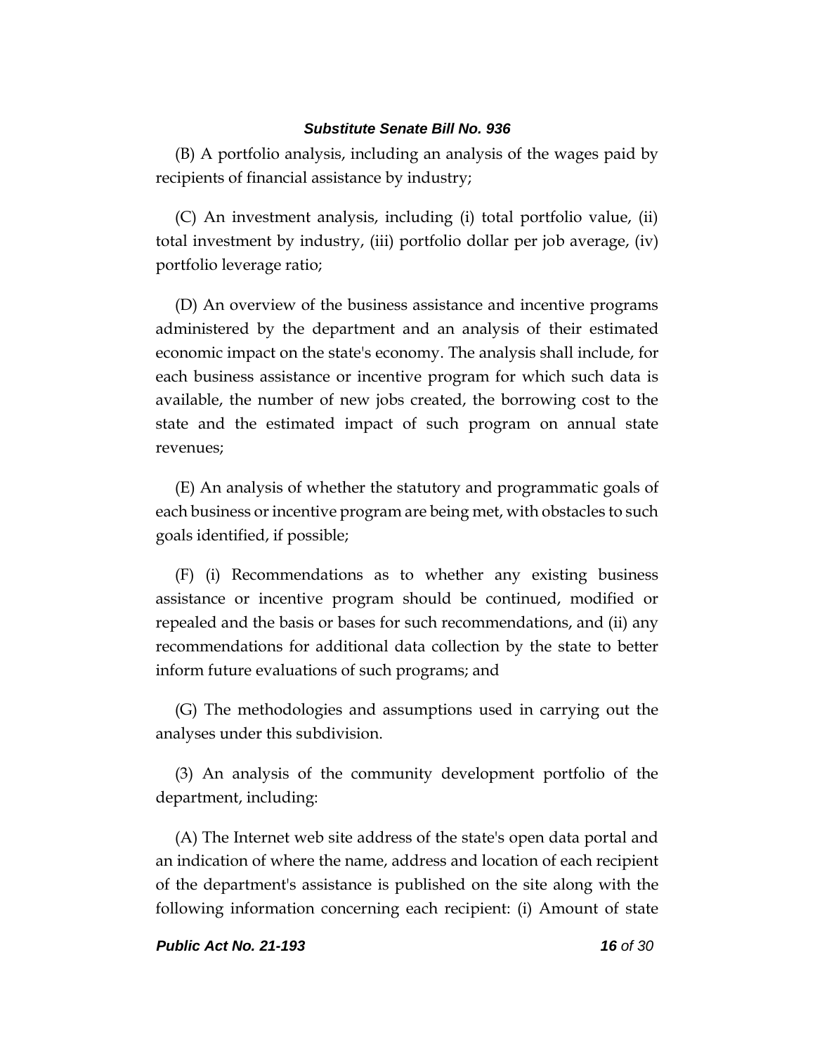(B) A portfolio analysis, including an analysis of the wages paid by recipients of financial assistance by industry;

(C) An investment analysis, including (i) total portfolio value, (ii) total investment by industry, (iii) portfolio dollar per job average, (iv) portfolio leverage ratio;

(D) An overview of the business assistance and incentive programs administered by the department and an analysis of their estimated economic impact on the state's economy. The analysis shall include, for each business assistance or incentive program for which such data is available, the number of new jobs created, the borrowing cost to the state and the estimated impact of such program on annual state revenues;

(E) An analysis of whether the statutory and programmatic goals of each business or incentive program are being met, with obstacles to such goals identified, if possible;

(F) (i) Recommendations as to whether any existing business assistance or incentive program should be continued, modified or repealed and the basis or bases for such recommendations, and (ii) any recommendations for additional data collection by the state to better inform future evaluations of such programs; and

(G) The methodologies and assumptions used in carrying out the analyses under this subdivision.

(3) An analysis of the community development portfolio of the department, including:

(A) The Internet web site address of the state's open data portal and an indication of where the name, address and location of each recipient of the department's assistance is published on the site along with the following information concerning each recipient: (i) Amount of state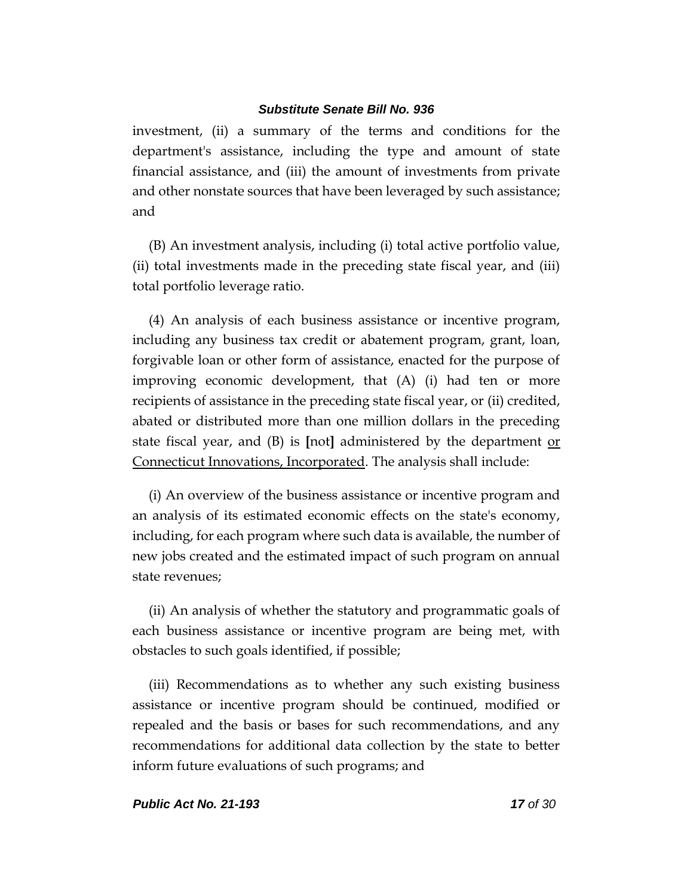investment, (ii) a summary of the terms and conditions for the department's assistance, including the type and amount of state financial assistance, and (iii) the amount of investments from private and other nonstate sources that have been leveraged by such assistance; and

(B) An investment analysis, including (i) total active portfolio value, (ii) total investments made in the preceding state fiscal year, and (iii) total portfolio leverage ratio.

(4) An analysis of each business assistance or incentive program, including any business tax credit or abatement program, grant, loan, forgivable loan or other form of assistance, enacted for the purpose of improving economic development, that (A) (i) had ten or more recipients of assistance in the preceding state fiscal year, or (ii) credited, abated or distributed more than one million dollars in the preceding state fiscal year, and (B) is **[**not**]** administered by the department <u>or Connecticut Innovations, Incorporated</u>. The analysis shall include:

(i) An overview of the business assistance or incentive program and an analysis of its estimated economic effects on the state's economy, including, for each program where such data is available, the number of new jobs created and the estimated impact of such program on annual state revenues;

(ii) An analysis of whether the statutory and programmatic goals of each business assistance or incentive program are being met, with obstacles to such goals identified, if possible;

(iii) Recommendations as to whether any such existing business assistance or incentive program should be continued, modified or repealed and the basis or bases for such recommendations, and any recommendations for additional data collection by the state to better inform future evaluations of such programs; and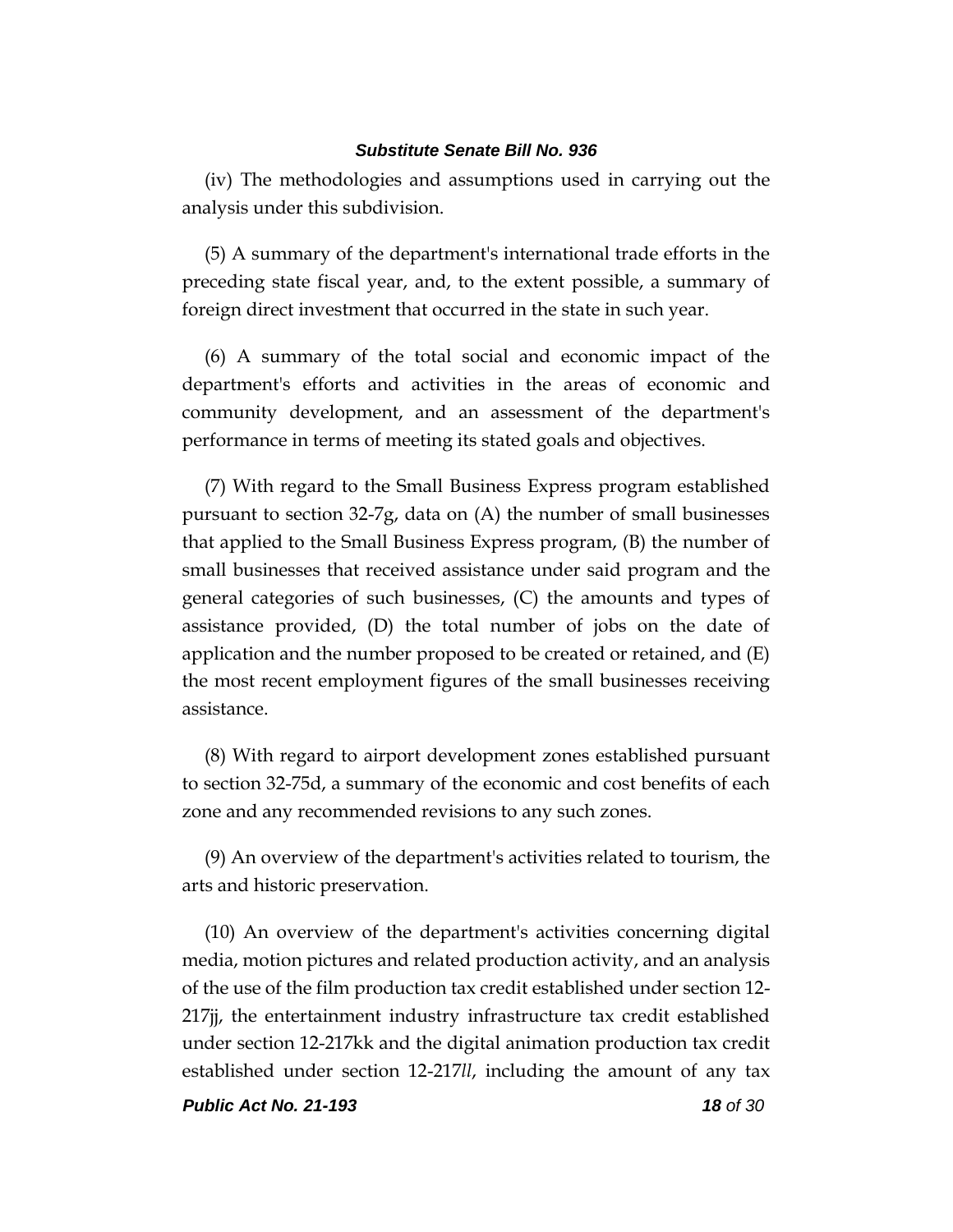(iv) The methodologies and assumptions used in carrying out the analysis under this subdivision.

(5) A summary of the department's international trade efforts in the preceding state fiscal year, and, to the extent possible, a summary of foreign direct investment that occurred in the state in such year.

(6) A summary of the total social and economic impact of the department's efforts and activities in the areas of economic and community development, and an assessment of the department's performance in terms of meeting its stated goals and objectives.

(7) With regard to the Small Business Express program established pursuant to section 32-7g, data on (A) the number of small businesses that applied to the Small Business Express program, (B) the number of small businesses that received assistance under said program and the general categories of such businesses, (C) the amounts and types of assistance provided, (D) the total number of jobs on the date of application and the number proposed to be created or retained, and (E) the most recent employment figures of the small businesses receiving assistance.

(8) With regard to airport development zones established pursuant to section 32-75d, a summary of the economic and cost benefits of each zone and any recommended revisions to any such zones.

(9) An overview of the department's activities related to tourism, the arts and historic preservation.

(10) An overview of the department's activities concerning digital media, motion pictures and related production activity, and an analysis of the use of the film production tax credit established under section 12-217jj, the entertainment industry infrastructure tax credit established under section 12-217kk and the digital animation production tax credit established under section 12-217*ll*, including the amount of any tax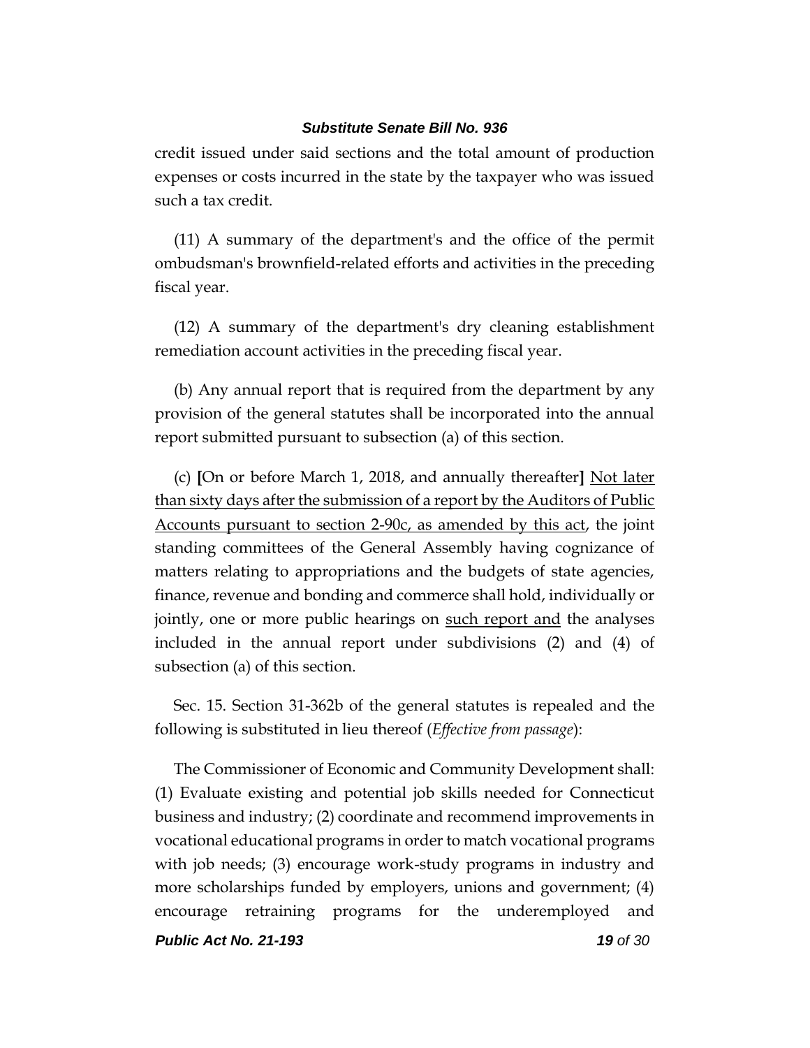credit issued under said sections and the total amount of production expenses or costs incurred in the state by the taxpayer who was issued such a tax credit.

(11) A summary of the department's and the office of the permit ombudsman's brownfield-related efforts and activities in the preceding fiscal year.

(12) A summary of the department's dry cleaning establishment remediation account activities in the preceding fiscal year.

(b) Any annual report that is required from the department by any provision of the general statutes shall be incorporated into the annual report submitted pursuant to subsection (a) of this section.

(c) **[**On or before March 1, 2018, and annually thereafter**]** <u>Not later than sixty days after the submission of a report by the Auditors of Public Accounts pursuant to section 2-90c, as amended by this act</u>, the joint standing committees of the General Assembly having cognizance of matters relating to appropriations and the budgets of state agencies, finance, revenue and bonding and commerce shall hold, individually or jointly, one or more public hearings on <u>such report and</u> the analyses included in the annual report under subdivisions (2) and (4) of subsection (a) of this section.

Sec. 15. Section 31-362b of the general statutes is repealed and the following is substituted in lieu thereof (*Effective from passage*):

The Commissioner of Economic and Community Development shall: (1) Evaluate existing and potential job skills needed for Connecticut business and industry; (2) coordinate and recommend improvements in vocational educational programs in order to match vocational programs with job needs; (3) encourage work-study programs in industry and more scholarships funded by employers, unions and government; (4) encourage retraining programs for the underemployed and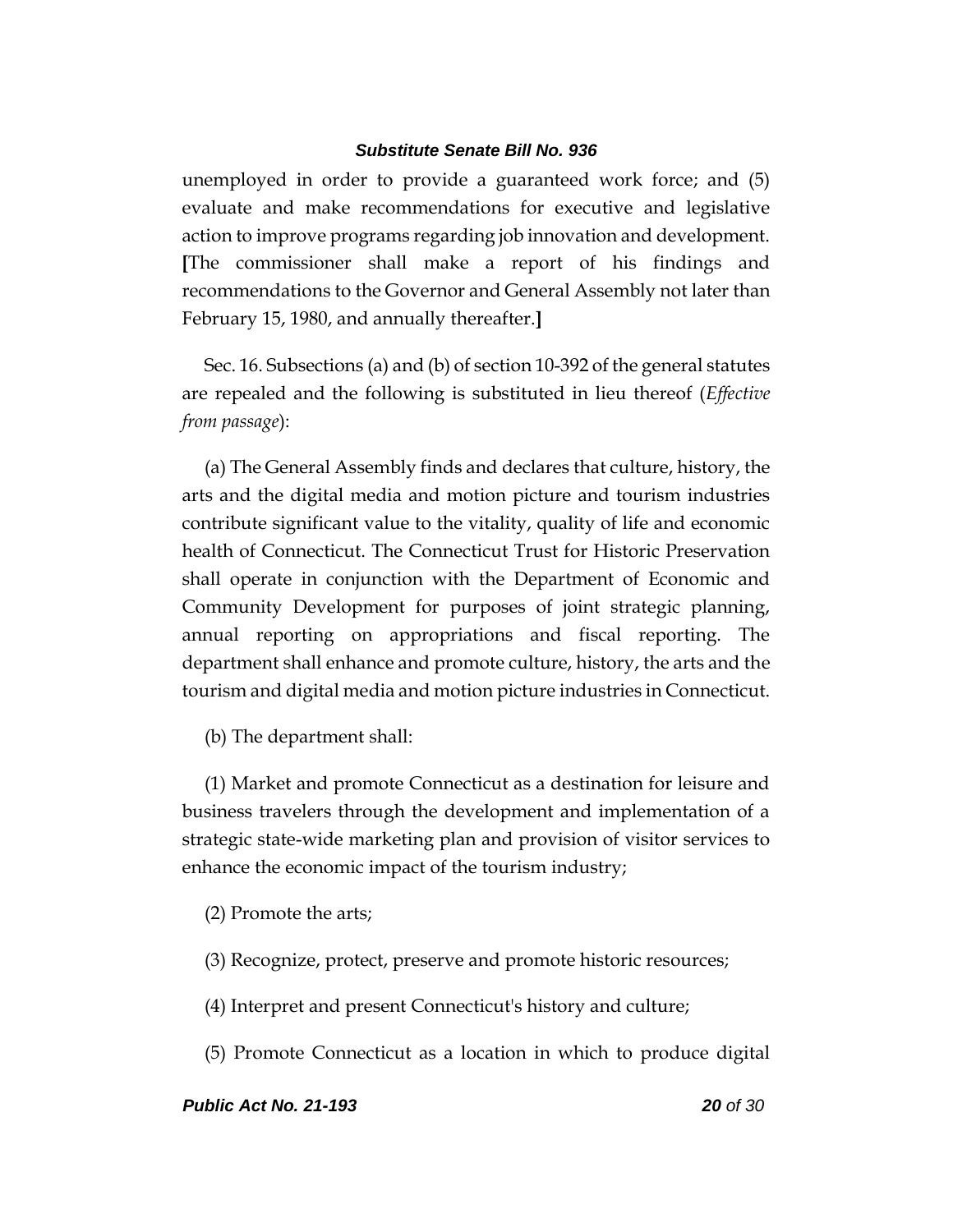unemployed in order to provide a guaranteed work force; and (5) evaluate and make recommendations for executive and legislative action to improve programs regarding job innovation and development. [The commissioner shall make a report of his findings and recommendations to the Governor and General Assembly not later than February 15, 1980, and annually thereafter.]

Sec. 16. Subsections (a) and (b) of section 10-392 of the general statutes are repealed and the following is substituted in lieu thereof (*Effective from passage*):

(a) The General Assembly finds and declares that culture, history, the arts and the digital media and motion picture and tourism industries contribute significant value to the vitality, quality of life and economic health of Connecticut. The Connecticut Trust for Historic Preservation shall operate in conjunction with the Department of Economic and Community Development for purposes of joint strategic planning, annual reporting on appropriations and fiscal reporting. The department shall enhance and promote culture, history, the arts and the tourism and digital media and motion picture industries in Connecticut.

(b) The department shall:

(1) Market and promote Connecticut as a destination for leisure and business travelers through the development and implementation of a strategic state-wide marketing plan and provision of visitor services to enhance the economic impact of the tourism industry;

(2) Promote the arts;

(3) Recognize, protect, preserve and promote historic resources;

(4) Interpret and present Connecticut's history and culture;

(5) Promote Connecticut as a location in which to produce digital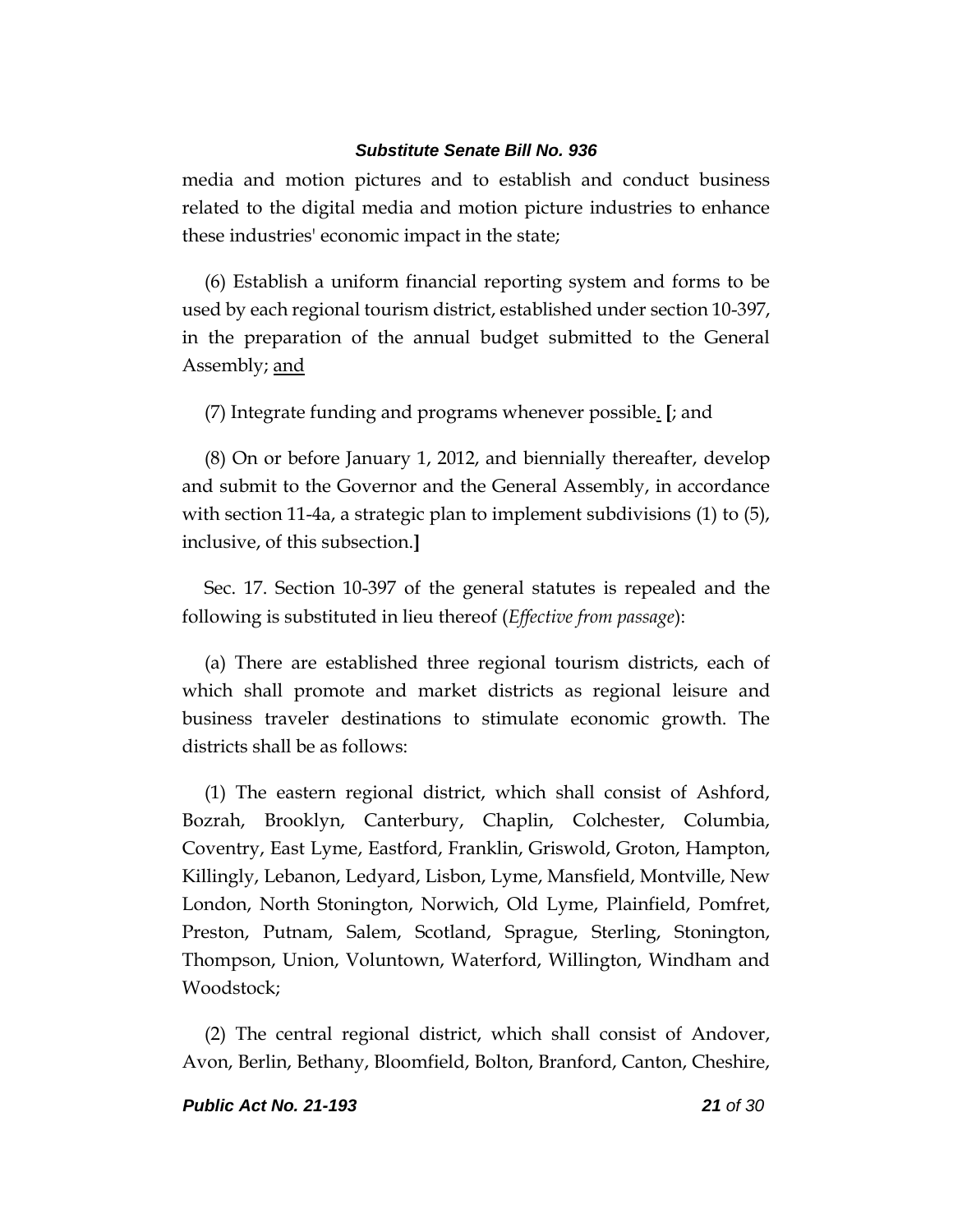media and motion pictures and to establish and conduct business related to the digital media and motion picture industries to enhance these industries' economic impact in the state;

(6) Establish a uniform financial reporting system and forms to be used by each regional tourism district, established under section 10-397, in the preparation of the annual budget submitted to the General Assembly; <u>and</u>

(7) Integrate funding and programs whenever possible<u>.</u> **[**; and

(8) On or before January 1, 2012, and biennially thereafter, develop and submit to the Governor and the General Assembly, in accordance with section 11-4a, a strategic plan to implement subdivisions (1) to (5), inclusive, of this subsection.**]**

Sec. 17. Section 10-397 of the general statutes is repealed and the following is substituted in lieu thereof (*Effective from passage*):

(a) There are established three regional tourism districts, each of which shall promote and market districts as regional leisure and business traveler destinations to stimulate economic growth. The districts shall be as follows:

(1) The eastern regional district, which shall consist of Ashford, Bozrah, Brooklyn, Canterbury, Chaplin, Colchester, Columbia, Coventry, East Lyme, Eastford, Franklin, Griswold, Groton, Hampton, Killingly, Lebanon, Ledyard, Lisbon, Lyme, Mansfield, Montville, New London, North Stonington, Norwich, Old Lyme, Plainfield, Pomfret, Preston, Putnam, Salem, Scotland, Sprague, Sterling, Stonington, Thompson, Union, Voluntown, Waterford, Willington, Windham and Woodstock;

(2) The central regional district, which shall consist of Andover, Avon, Berlin, Bethany, Bloomfield, Bolton, Branford, Canton, Cheshire,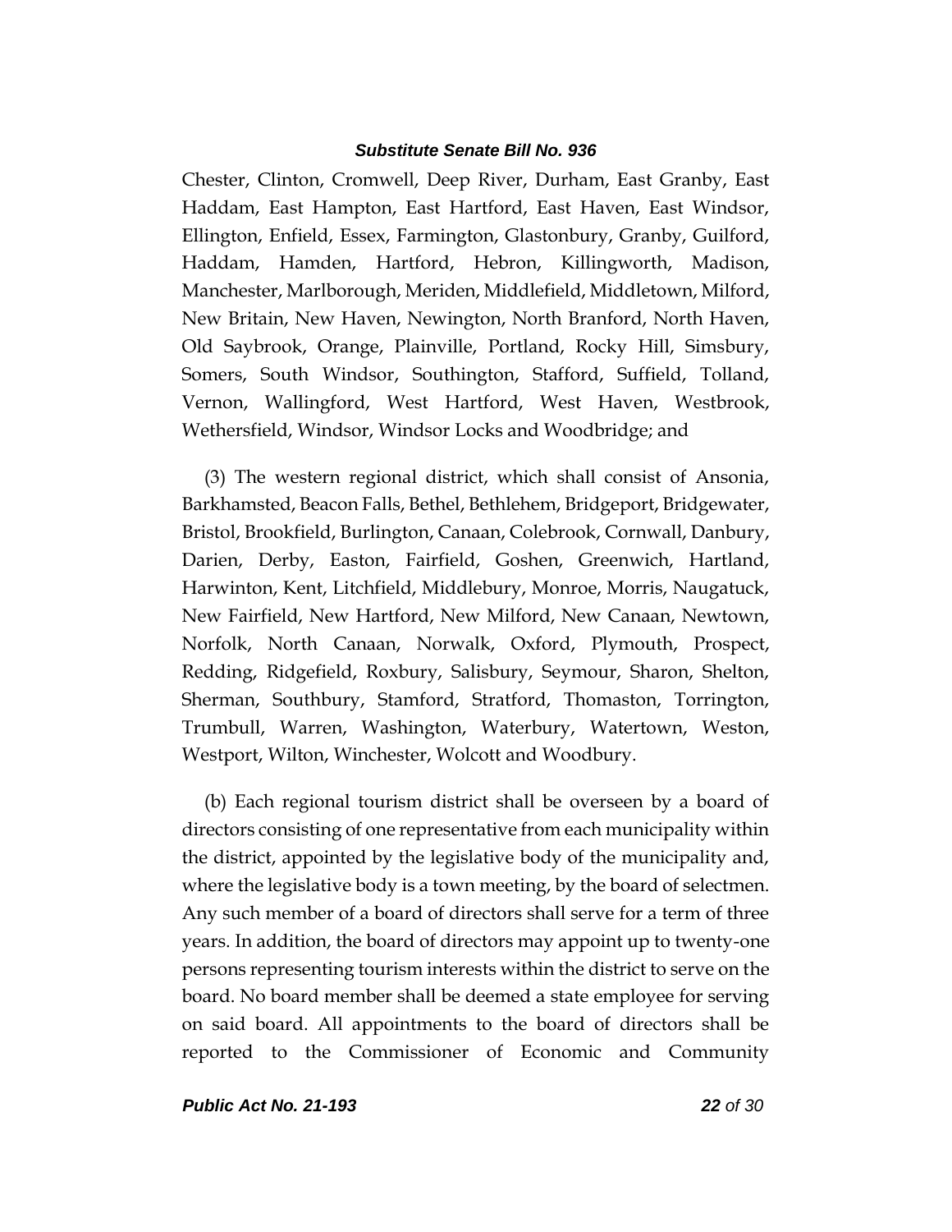Chester, Clinton, Cromwell, Deep River, Durham, East Granby, East Haddam, East Hampton, East Hartford, East Haven, East Windsor, Ellington, Enfield, Essex, Farmington, Glastonbury, Granby, Guilford, Haddam, Hamden, Hartford, Hebron, Killingworth, Madison, Manchester, Marlborough, Meriden, Middlefield, Middletown, Milford, New Britain, New Haven, Newington, North Branford, North Haven, Old Saybrook, Orange, Plainville, Portland, Rocky Hill, Simsbury, Somers, South Windsor, Southington, Stafford, Suffield, Tolland, Vernon, Wallingford, West Hartford, West Haven, Westbrook, Wethersfield, Windsor, Windsor Locks and Woodbridge; and

(3) The western regional district, which shall consist of Ansonia, Barkhamsted, Beacon Falls, Bethel, Bethlehem, Bridgeport, Bridgewater, Bristol, Brookfield, Burlington, Canaan, Colebrook, Cornwall, Danbury, Darien, Derby, Easton, Fairfield, Goshen, Greenwich, Hartland, Harwinton, Kent, Litchfield, Middlebury, Monroe, Morris, Naugatuck, New Fairfield, New Hartford, New Milford, New Canaan, Newtown, Norfolk, North Canaan, Norwalk, Oxford, Plymouth, Prospect, Redding, Ridgefield, Roxbury, Salisbury, Seymour, Sharon, Shelton, Sherman, Southbury, Stamford, Stratford, Thomaston, Torrington, Trumbull, Warren, Washington, Waterbury, Watertown, Weston, Westport, Wilton, Winchester, Wolcott and Woodbury.

(b) Each regional tourism district shall be overseen by a board of directors consisting of one representative from each municipality within the district, appointed by the legislative body of the municipality and, where the legislative body is a town meeting, by the board of selectmen. Any such member of a board of directors shall serve for a term of three years. In addition, the board of directors may appoint up to twenty-one persons representing tourism interests within the district to serve on the board. No board member shall be deemed a state employee for serving on said board. All appointments to the board of directors shall be reported to the Commissioner of Economic and Community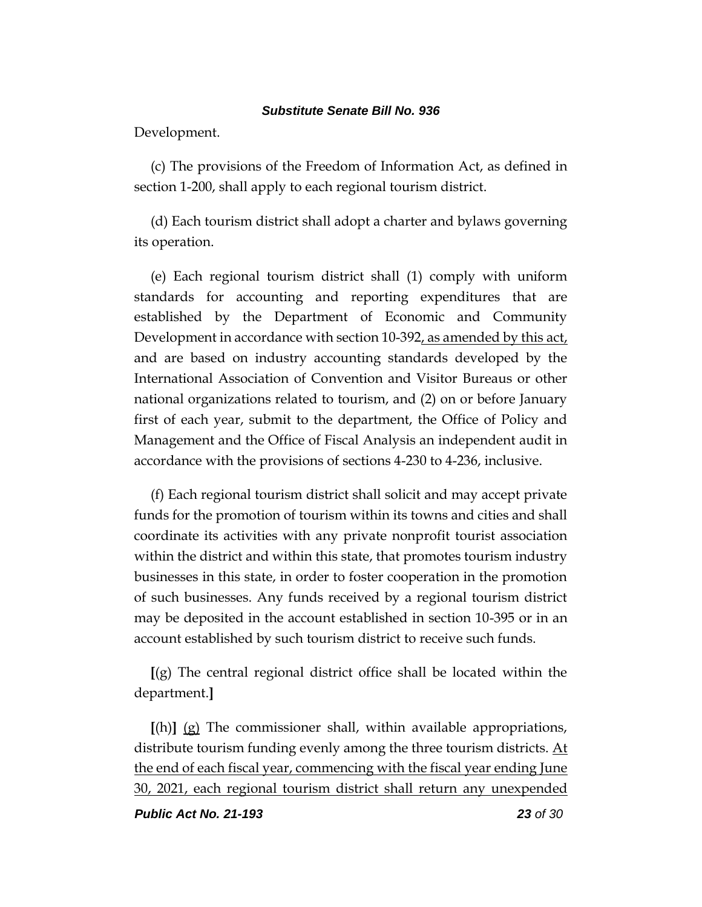Development.

(c) The provisions of the Freedom of Information Act, as defined in section 1-200, shall apply to each regional tourism district.

(d) Each tourism district shall adopt a charter and bylaws governing its operation.

(e) Each regional tourism district shall (1) comply with uniform standards for accounting and reporting expenditures that are established by the Department of Economic and Community Development in accordance with section 10-392<u>, as amended by this act,</u> and are based on industry accounting standards developed by the International Association of Convention and Visitor Bureaus or other national organizations related to tourism, and (2) on or before January first of each year, submit to the department, the Office of Policy and Management and the Office of Fiscal Analysis an independent audit in accordance with the provisions of sections 4-230 to 4-236, inclusive.

(f) Each regional tourism district shall solicit and may accept private funds for the promotion of tourism within its towns and cities and shall coordinate its activities with any private nonprofit tourist association within the district and within this state, that promotes tourism industry businesses in this state, in order to foster cooperation in the promotion of such businesses. Any funds received by a regional tourism district may be deposited in the account established in section 10-395 or in an account established by such tourism district to receive such funds.

**[**(g) The central regional district office shall be located within the department.**]**

**[**(h)**]** <u>(g)</u> The commissioner shall, within available appropriations, distribute tourism funding evenly among the three tourism districts. <u>At the end of each fiscal year, commencing with the fiscal year ending June 30, 2021, each regional tourism district shall return any unexpended</u>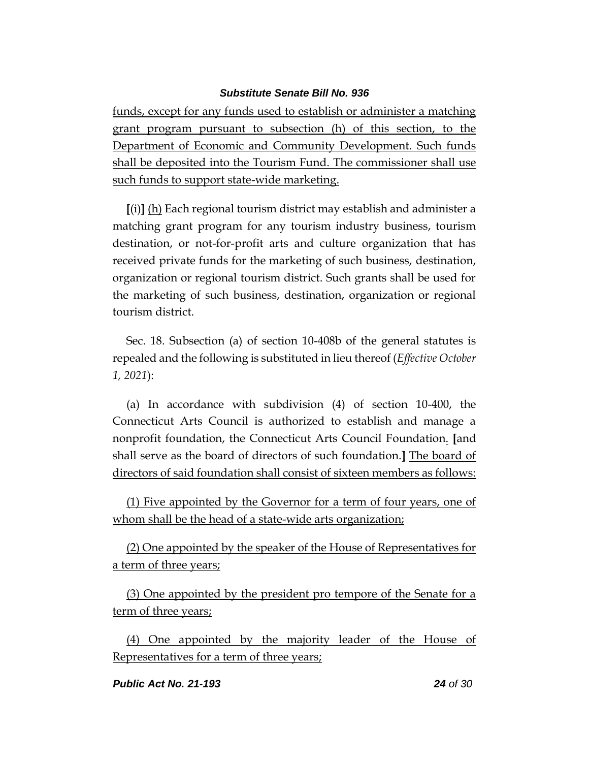funds, except for any funds used to establish or administer a matching grant program pursuant to subsection (h) of this section, to the Department of Economic and Community Development. Such funds shall be deposited into the Tourism Fund. The commissioner shall use such funds to support state-wide marketing.

[(i)] (h) Each regional tourism district may establish and administer a matching grant program for any tourism industry business, tourism destination, or not-for-profit arts and culture organization that has received private funds for the marketing of such business, destination, organization or regional tourism district. Such grants shall be used for the marketing of such business, destination, organization or regional tourism district.

Sec. 18. Subsection (a) of section 10-408b of the general statutes is repealed and the following is substituted in lieu thereof (*Effective October 1, 2021*):

(a) In accordance with subdivision (4) of section 10-400, the Connecticut Arts Council is authorized to establish and manage a nonprofit foundation, the Connecticut Arts Council Foundation. [and shall serve as the board of directors of such foundation.] The board of directors of said foundation shall consist of sixteen members as follows:

(1) Five appointed by the Governor for a term of four years, one of whom shall be the head of a state-wide arts organization;

(2) One appointed by the speaker of the House of Representatives for a term of three years;

(3) One appointed by the president pro tempore of the Senate for a term of three years;

(4) One appointed by the majority leader of the House of Representatives for a term of three years;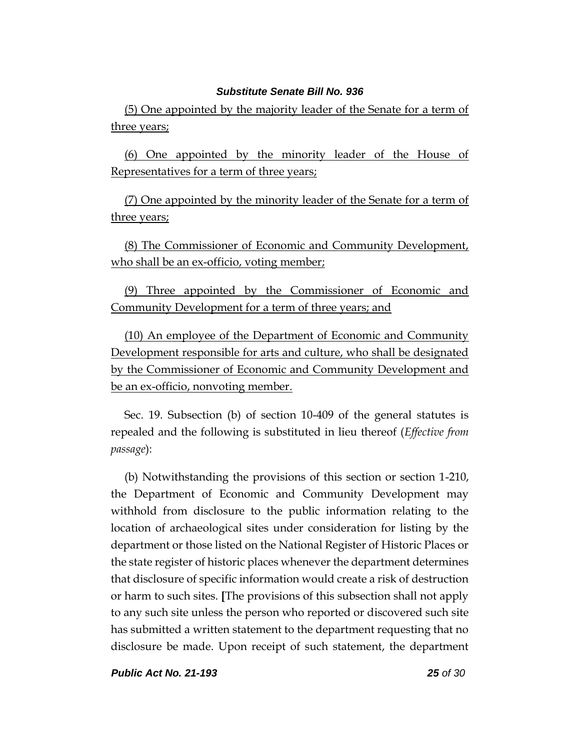(5) One appointed by the majority leader of the Senate for a term of three years;

(6) One appointed by the minority leader of the House of Representatives for a term of three years;

(7) One appointed by the minority leader of the Senate for a term of three years;

(8) The Commissioner of Economic and Community Development, who shall be an ex-officio, voting member;

(9) Three appointed by the Commissioner of Economic and Community Development for a term of three years; and

(10) An employee of the Department of Economic and Community Development responsible for arts and culture, who shall be designated by the Commissioner of Economic and Community Development and be an ex-officio, nonvoting member.

Sec. 19. Subsection (b) of section 10-409 of the general statutes is repealed and the following is substituted in lieu thereof (*Effective from passage*):

(b) Notwithstanding the provisions of this section or section 1-210, the Department of Economic and Community Development may withhold from disclosure to the public information relating to the location of archaeological sites under consideration for listing by the department or those listed on the National Register of Historic Places or the state register of historic places whenever the department determines that disclosure of specific information would create a risk of destruction or harm to such sites. **[**The provisions of this subsection shall not apply to any such site unless the person who reported or discovered such site has submitted a written statement to the department requesting that no disclosure be made. Upon receipt of such statement, the department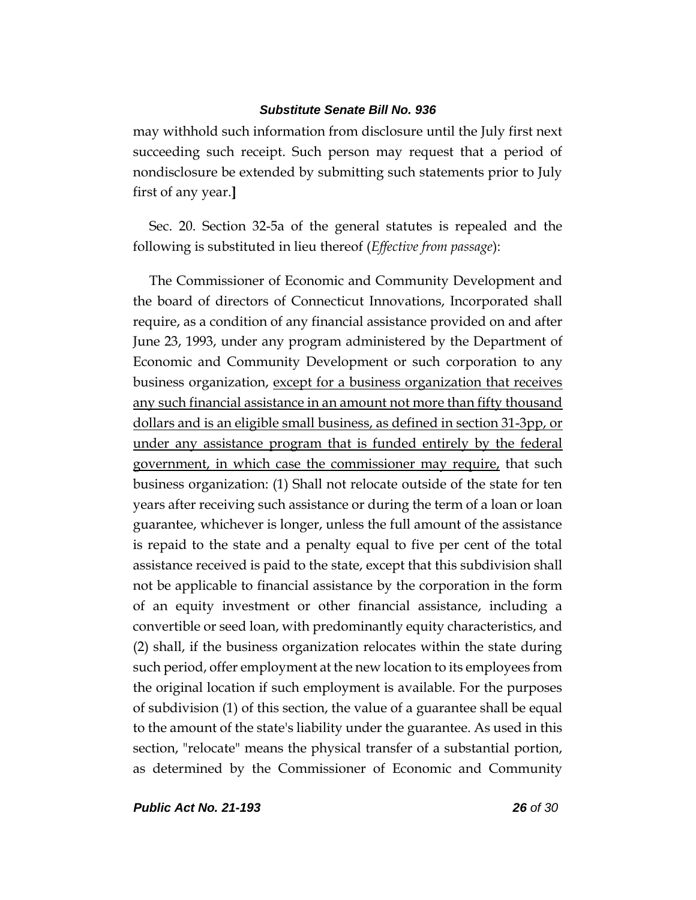may withhold such information from disclosure until the July first next succeeding such receipt. Such person may request that a period of nondisclosure be extended by submitting such statements prior to July first of any year.**]**

Sec. 20. Section 32-5a of the general statutes is repealed and the following is substituted in lieu thereof (*Effective from passage*):

The Commissioner of Economic and Community Development and the board of directors of Connecticut Innovations, Incorporated shall require, as a condition of any financial assistance provided on and after June 23, 1993, under any program administered by the Department of Economic and Community Development or such corporation to any business organization, <u>except for a business organization that receives any such financial assistance in an amount not more than fifty thousand dollars and is an eligible small business, as defined in section 31-3pp, or under any assistance program that is funded entirely by the federal government, in which case the commissioner may require,</u> that such business organization: (1) Shall not relocate outside of the state for ten years after receiving such assistance or during the term of a loan or loan guarantee, whichever is longer, unless the full amount of the assistance is repaid to the state and a penalty equal to five per cent of the total assistance received is paid to the state, except that this subdivision shall not be applicable to financial assistance by the corporation in the form of an equity investment or other financial assistance, including a convertible or seed loan, with predominantly equity characteristics, and (2) shall, if the business organization relocates within the state during such period, offer employment at the new location to its employees from the original location if such employment is available. For the purposes of subdivision (1) of this section, the value of a guarantee shall be equal to the amount of the state's liability under the guarantee. As used in this section, "relocate" means the physical transfer of a substantial portion, as determined by the Commissioner of Economic and Community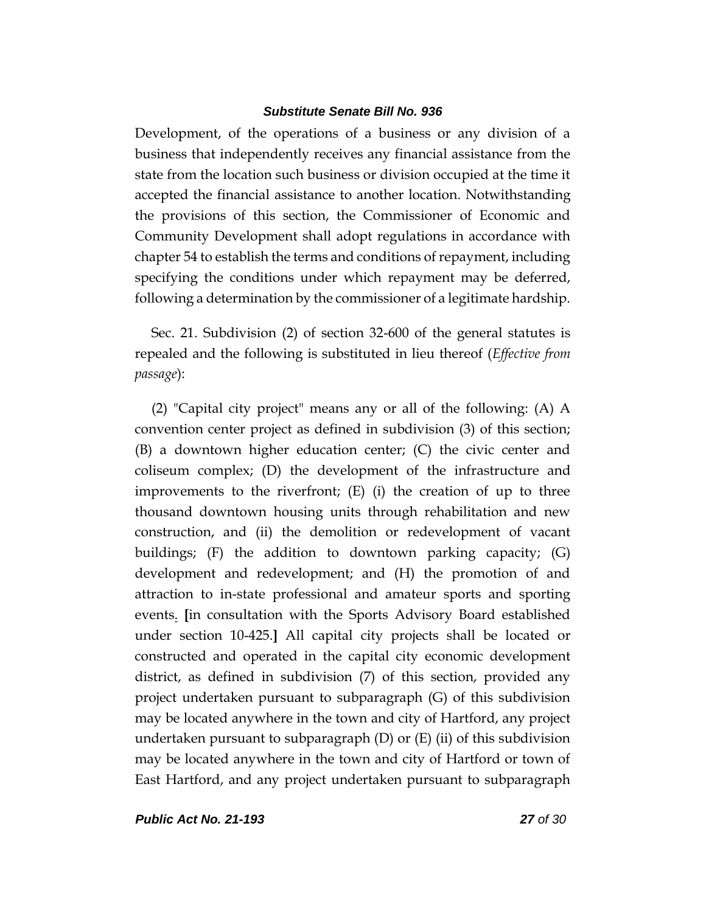Development, of the operations of a business or any division of a business that independently receives any financial assistance from the state from the location such business or division occupied at the time it accepted the financial assistance to another location. Notwithstanding the provisions of this section, the Commissioner of Economic and Community Development shall adopt regulations in accordance with chapter 54 to establish the terms and conditions of repayment, including specifying the conditions under which repayment may be deferred, following a determination by the commissioner of a legitimate hardship.

Sec. 21. Subdivision (2) of section 32-600 of the general statutes is repealed and the following is substituted in lieu thereof (*Effective from passage*):

(2) "Capital city project" means any or all of the following: (A) A convention center project as defined in subdivision (3) of this section; (B) a downtown higher education center; (C) the civic center and coliseum complex; (D) the development of the infrastructure and improvements to the riverfront; (E) (i) the creation of up to three thousand downtown housing units through rehabilitation and new construction, and (ii) the demolition or redevelopment of vacant buildings; (F) the addition to downtown parking capacity; (G) development and redevelopment; and (H) the promotion of and attraction to in-state professional and amateur sports and sporting events. **[**in consultation with the Sports Advisory Board established under section 10-425.**]** All capital city projects shall be located or constructed and operated in the capital city economic development district, as defined in subdivision (7) of this section, provided any project undertaken pursuant to subparagraph (G) of this subdivision may be located anywhere in the town and city of Hartford, any project undertaken pursuant to subparagraph (D) or (E) (ii) of this subdivision may be located anywhere in the town and city of Hartford or town of East Hartford, and any project undertaken pursuant to subparagraph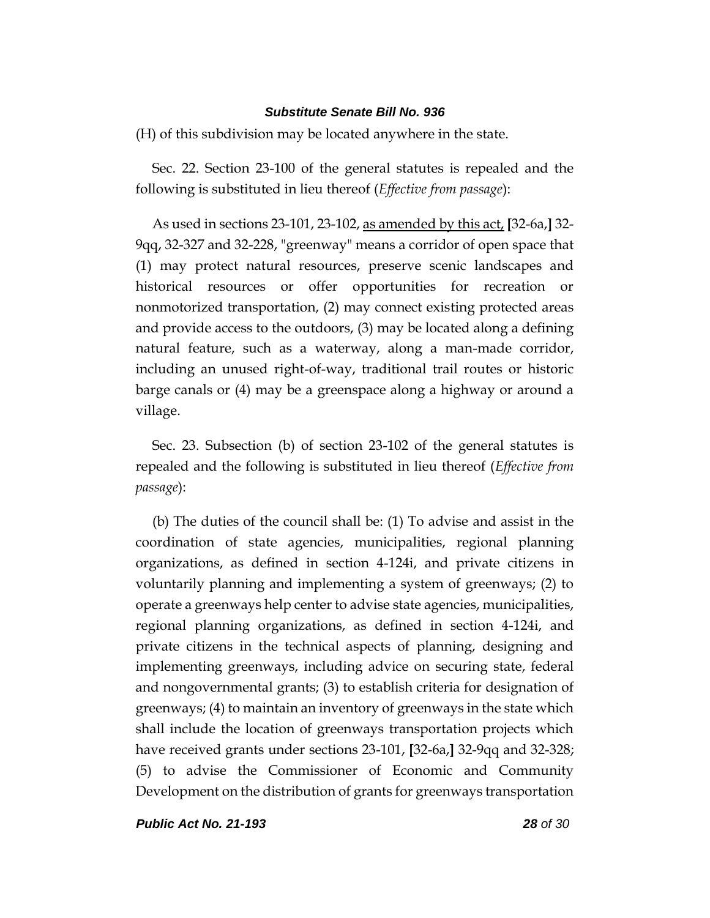(H) of this subdivision may be located anywhere in the state.

Sec. 22. Section 23-100 of the general statutes is repealed and the following is substituted in lieu thereof (*Effective from passage*):

As used in sections 23-101, 23-102, <u>as amended by this act,</u> [32-6a,] 32-9qq, 32-327 and 32-228, "greenway" means a corridor of open space that (1) may protect natural resources, preserve scenic landscapes and historical resources or offer opportunities for recreation or nonmotorized transportation, (2) may connect existing protected areas and provide access to the outdoors, (3) may be located along a defining natural feature, such as a waterway, along a man-made corridor, including an unused right-of-way, traditional trail routes or historic barge canals or (4) may be a greenspace along a highway or around a village.

Sec. 23. Subsection (b) of section 23-102 of the general statutes is repealed and the following is substituted in lieu thereof (*Effective from passage*):

(b) The duties of the council shall be: (1) To advise and assist in the coordination of state agencies, municipalities, regional planning organizations, as defined in section 4-124i, and private citizens in voluntarily planning and implementing a system of greenways; (2) to operate a greenways help center to advise state agencies, municipalities, regional planning organizations, as defined in section 4-124i, and private citizens in the technical aspects of planning, designing and implementing greenways, including advice on securing state, federal and nongovernmental grants; (3) to establish criteria for designation of greenways; (4) to maintain an inventory of greenways in the state which shall include the location of greenways transportation projects which have received grants under sections 23-101, [32-6a,] 32-9qq and 32-328; (5) to advise the Commissioner of Economic and Community Development on the distribution of grants for greenways transportation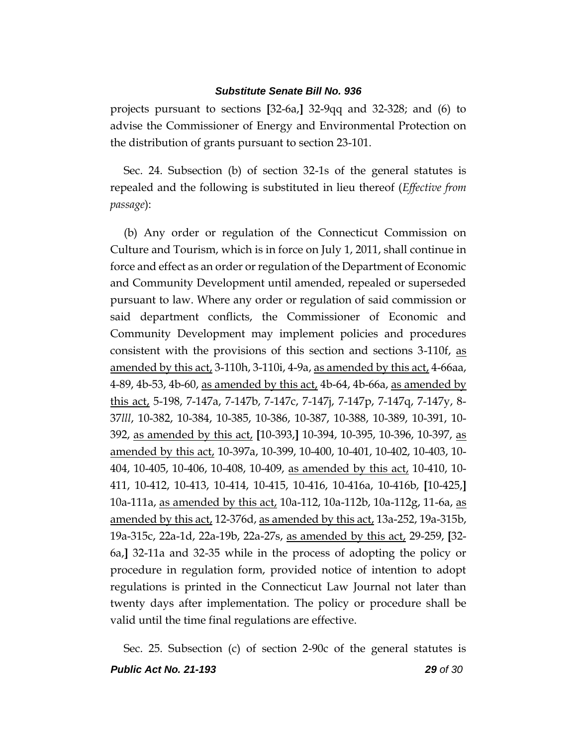projects pursuant to sections [32-6a,] 32-9qq and 32-328; and (6) to advise the Commissioner of Energy and Environmental Protection on the distribution of grants pursuant to section 23-101.

Sec. 24. Subsection (b) of section 32-1s of the general statutes is repealed and the following is substituted in lieu thereof (*Effective from passage*):

(b) Any order or regulation of the Connecticut Commission on Culture and Tourism, which is in force on July 1, 2011, shall continue in force and effect as an order or regulation of the Department of Economic and Community Development until amended, repealed or superseded pursuant to law. Where any order or regulation of said commission or said department conflicts, the Commissioner of Economic and Community Development may implement policies and procedures consistent with the provisions of this section and sections 3-110f, <u>as amended by this act,</u> 3-110h, 3-110i, 4-9a, <u>as amended by this act,</u> 4-66aa, 4-89, 4b-53, 4b-60, <u>as amended by this act,</u> 4b-64, 4b-66a, <u>as amended by this act,</u> 5-198, 7-147a, 7-147b, 7-147c, 7-147j, 7-147p, 7-147q, 7-147y, 8-37*lll*, 10-382, 10-384, 10-385, 10-386, 10-387, 10-388, 10-389, 10-391, 10-392, <u>as amended by this act,</u> [10-393,] 10-394, 10-395, 10-396, 10-397, <u>as amended by this act,</u> 10-397a, 10-399, 10-400, 10-401, 10-402, 10-403, 10-404, 10-405, 10-406, 10-408, 10-409, <u>as amended by this act,</u> 10-410, 10-411, 10-412, 10-413, 10-414, 10-415, 10-416, 10-416a, 10-416b, [10-425,] 10a-111a, <u>as amended by this act,</u> 10a-112, 10a-112b, 10a-112g, 11-6a, <u>as amended by this act,</u> 12-376d, <u>as amended by this act,</u> 13a-252, 19a-315b, 19a-315c, 22a-1d, 22a-19b, 22a-27s, <u>as amended by this act,</u> 29-259, [32-6a,] 32-11a and 32-35 while in the process of adopting the policy or procedure in regulation form, provided notice of intention to adopt regulations is printed in the Connecticut Law Journal not later than twenty days after implementation. The policy or procedure shall be valid until the time final regulations are effective.

Sec. 25. Subsection (c) of section 2-90c of the general statutes is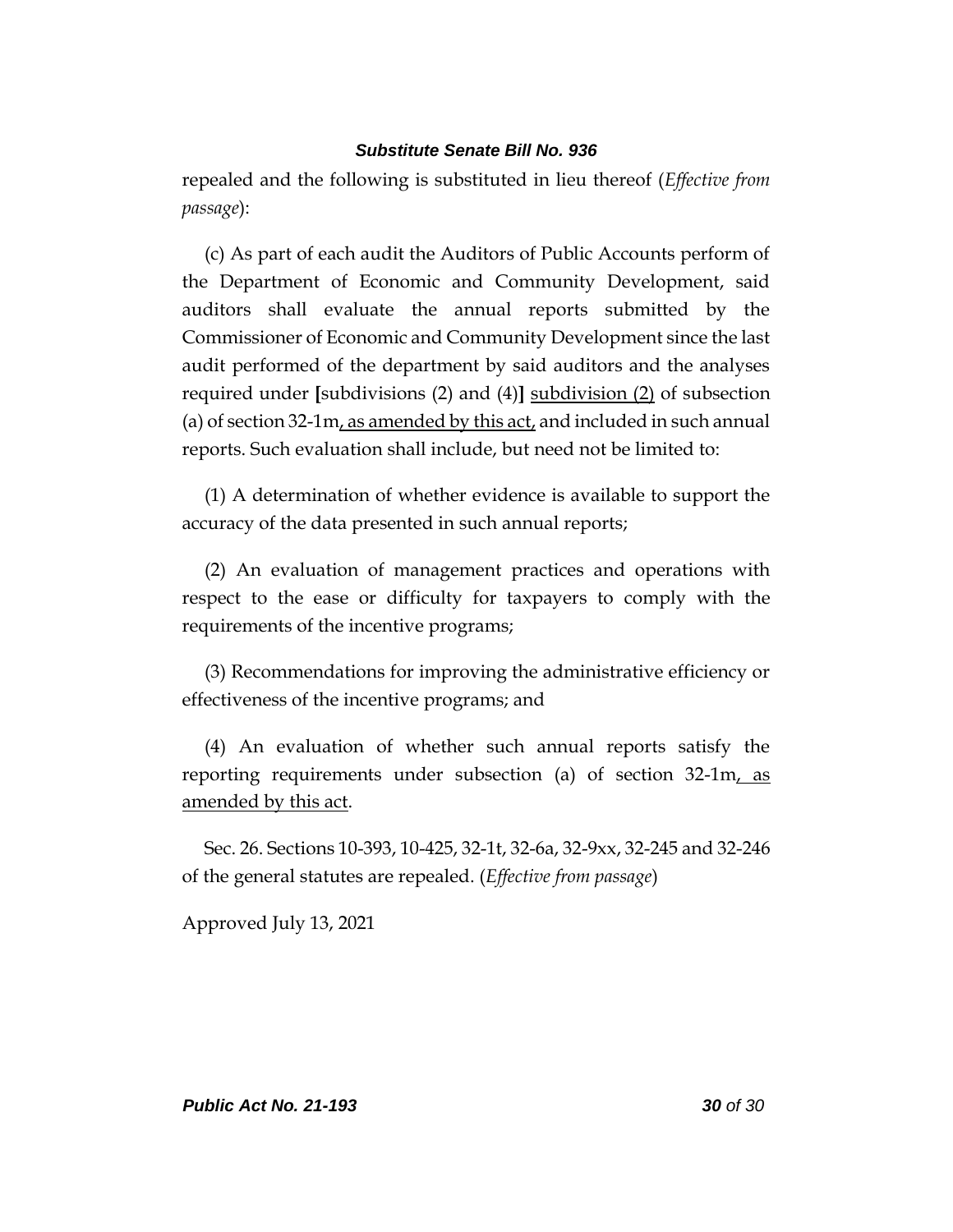repealed and the following is substituted in lieu thereof (*Effective from passage*):

(c) As part of each audit the Auditors of Public Accounts perform of the Department of Economic and Community Development, said auditors shall evaluate the annual reports submitted by the Commissioner of Economic and Community Development since the last audit performed of the department by said auditors and the analyses required under **[**subdivisions (2) and (4)**]** <u>subdivision (2)</u> of subsection (a) of section 32-1m<u>, as amended by this act,</u> and included in such annual reports. Such evaluation shall include, but need not be limited to:

(1) A determination of whether evidence is available to support the accuracy of the data presented in such annual reports;

(2) An evaluation of management practices and operations with respect to the ease or difficulty for taxpayers to comply with the requirements of the incentive programs;

(3) Recommendations for improving the administrative efficiency or effectiveness of the incentive programs; and

(4) An evaluation of whether such annual reports satisfy the reporting requirements under subsection (a) of section 32-1m<u>, as amended by this act</u>.

Sec. 26. Sections 10-393, 10-425, 32-1t, 32-6a, 32-9xx, 32-245 and 32-246 of the general statutes are repealed. (*Effective from passage*)

Approved July 13, 2021